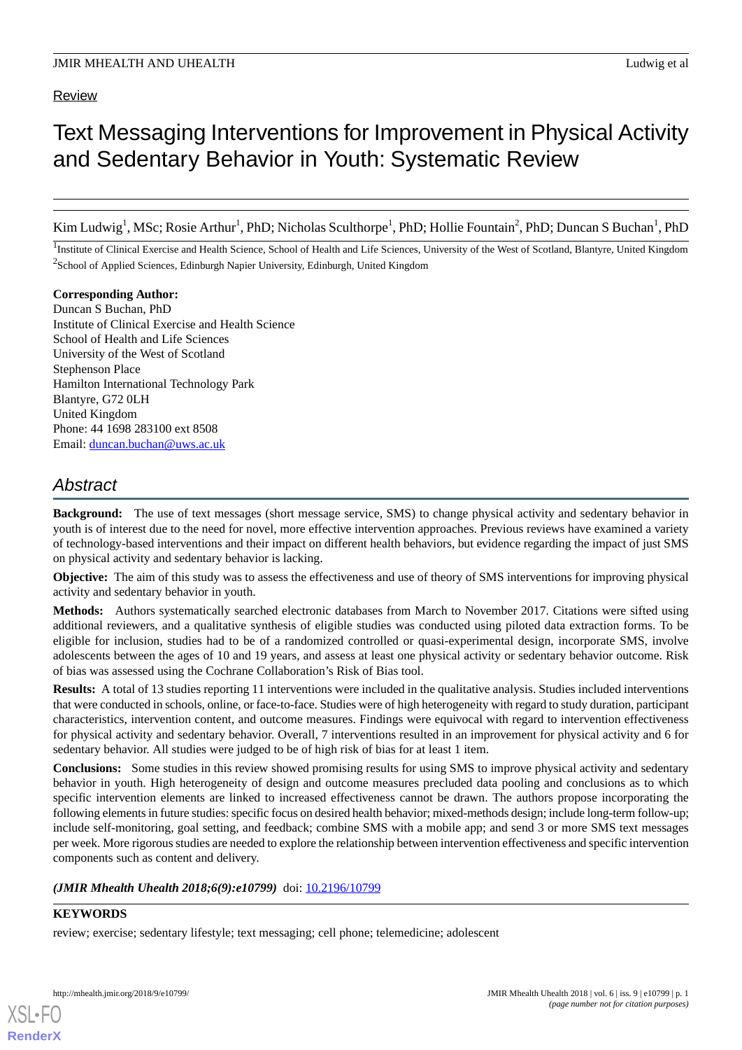Review

# Text Messaging Interventions for Improvement in Physical Activity and Sedentary Behavior in Youth: Systematic Review

Kim Ludwig[1], MSc; Rosie Arthur[1], PhD; Nicholas Sculthorpe[1], PhD; Hollie Fountain[2], PhD; Duncan S Buchan[1], PhD

[1]Institute of Clinical Exercise and Health Science, School of Health and Life Sciences, University of the West of Scotland, Blantyre, United Kingdom

[2]School of Applied Sciences, Edinburgh Napier University, Edinburgh, United Kingdom

**Corresponding Author:**
Duncan S Buchan, PhD
Institute of Clinical Exercise and Health Science
School of Health and Life Sciences
University of the West of Scotland
Stephenson Place
Hamilton International Technology Park
Blantyre, G72 0LH
United Kingdom
Phone: 44 1698 283100 ext 8508
Email: duncan.buchan@uws.ac.uk

## Abstract

**Background:** The use of text messages (short message service, SMS) to change physical activity and sedentary behavior in youth is of interest due to the need for novel, more effective intervention approaches. Previous reviews have examined a variety of technology-based interventions and their impact on different health behaviors, but evidence regarding the impact of just SMS on physical activity and sedentary behavior is lacking.

**Objective:** The aim of this study was to assess the effectiveness and use of theory of SMS interventions for improving physical activity and sedentary behavior in youth.

**Methods:** Authors systematically searched electronic databases from March to November 2017. Citations were sifted using additional reviewers, and a qualitative synthesis of eligible studies was conducted using piloted data extraction forms. To be eligible for inclusion, studies had to be of a randomized controlled or quasi-experimental design, incorporate SMS, involve adolescents between the ages of 10 and 19 years, and assess at least one physical activity or sedentary behavior outcome. Risk of bias was assessed using the Cochrane Collaboration's Risk of Bias tool.

**Results:** A total of 13 studies reporting 11 interventions were included in the qualitative analysis. Studies included interventions that were conducted in schools, online, or face-to-face. Studies were of high heterogeneity with regard to study duration, participant characteristics, intervention content, and outcome measures. Findings were equivocal with regard to intervention effectiveness for physical activity and sedentary behavior. Overall, 7 interventions resulted in an improvement for physical activity and 6 for sedentary behavior. All studies were judged to be of high risk of bias for at least 1 item.

**Conclusions:** Some studies in this review showed promising results for using SMS to improve physical activity and sedentary behavior in youth. High heterogeneity of design and outcome measures precluded data pooling and conclusions as to which specific intervention elements are linked to increased effectiveness cannot be drawn. The authors propose incorporating the following elements in future studies: specific focus on desired health behavior; mixed-methods design; include long-term follow-up; include self-monitoring, goal setting, and feedback; combine SMS with a mobile app; and send 3 or more SMS text messages per week. More rigorous studies are needed to explore the relationship between intervention effectiveness and specific intervention components such as content and delivery.

***(JMIR Mhealth Uhealth 2018;6(9):e10799)*** doi: 10.2196/10799

**KEYWORDS**

review; exercise; sedentary lifestyle; text messaging; cell phone; telemedicine; adolescent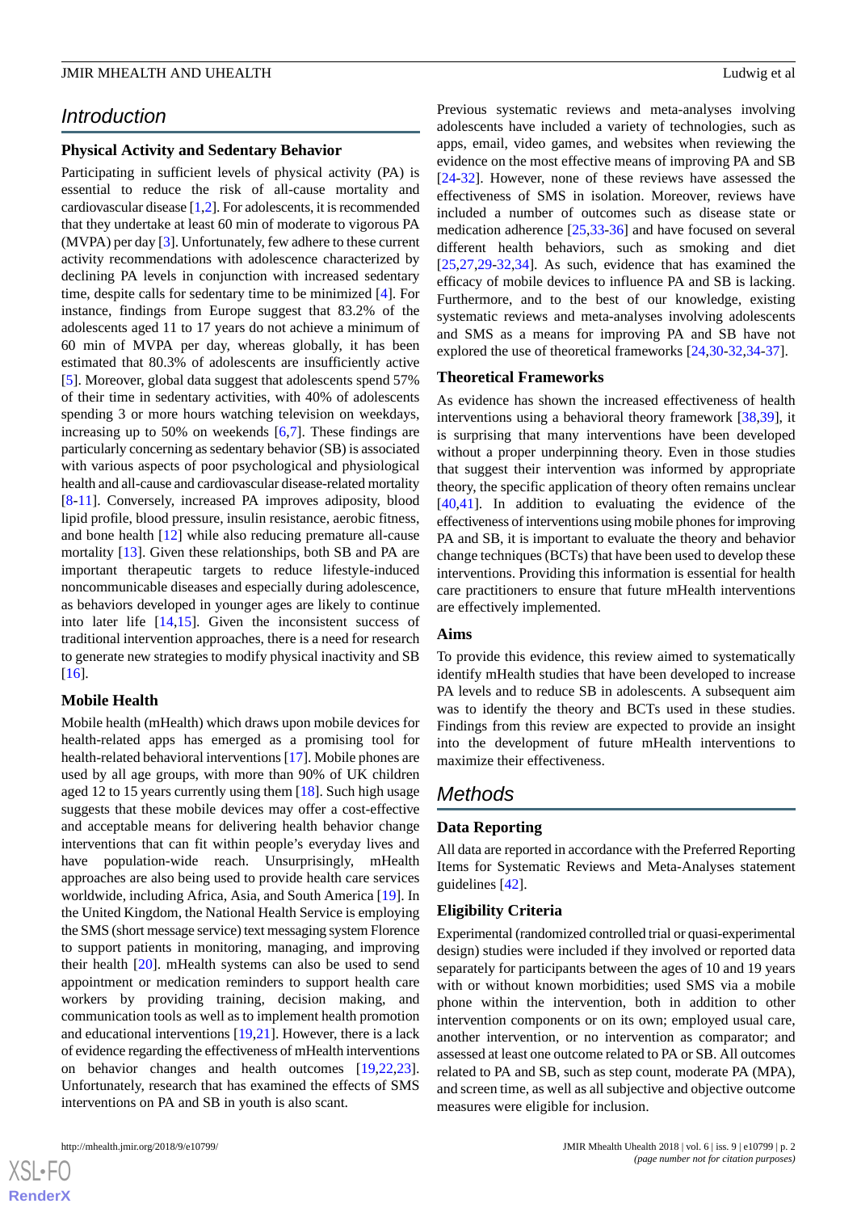## Introduction

### Physical Activity and Sedentary Behavior

Participating in sufficient levels of physical activity (PA) is essential to reduce the risk of all-cause mortality and cardiovascular disease [1,2]. For adolescents, it is recommended that they undertake at least 60 min of moderate to vigorous PA (MVPA) per day [3]. Unfortunately, few adhere to these current activity recommendations with adolescence characterized by declining PA levels in conjunction with increased sedentary time, despite calls for sedentary time to be minimized [4]. For instance, findings from Europe suggest that 83.2% of the adolescents aged 11 to 17 years do not achieve a minimum of 60 min of MVPA per day, whereas globally, it has been estimated that 80.3% of adolescents are insufficiently active [5]. Moreover, global data suggest that adolescents spend 57% of their time in sedentary activities, with 40% of adolescents spending 3 or more hours watching television on weekdays, increasing up to 50% on weekends [6,7]. These findings are particularly concerning as sedentary behavior (SB) is associated with various aspects of poor psychological and physiological health and all-cause and cardiovascular disease-related mortality [8-11]. Conversely, increased PA improves adiposity, blood lipid profile, blood pressure, insulin resistance, aerobic fitness, and bone health [12] while also reducing premature all-cause mortality [13]. Given these relationships, both SB and PA are important therapeutic targets to reduce lifestyle-induced noncommunicable diseases and especially during adolescence, as behaviors developed in younger ages are likely to continue into later life [14,15]. Given the inconsistent success of traditional intervention approaches, there is a need for research to generate new strategies to modify physical inactivity and SB [16].

### Mobile Health

Mobile health (mHealth) which draws upon mobile devices for health-related apps has emerged as a promising tool for health-related behavioral interventions [17]. Mobile phones are used by all age groups, with more than 90% of UK children aged 12 to 15 years currently using them [18]. Such high usage suggests that these mobile devices may offer a cost-effective and acceptable means for delivering health behavior change interventions that can fit within people's everyday lives and have population-wide reach. Unsurprisingly, mHealth approaches are also being used to provide health care services worldwide, including Africa, Asia, and South America [19]. In the United Kingdom, the National Health Service is employing the SMS (short message service) text messaging system Florence to support patients in monitoring, managing, and improving their health [20]. mHealth systems can also be used to send appointment or medication reminders to support health care workers by providing training, decision making, and communication tools as well as to implement health promotion and educational interventions [19,21]. However, there is a lack of evidence regarding the effectiveness of mHealth interventions on behavior changes and health outcomes [19,22,23]. Unfortunately, research that has examined the effects of SMS interventions on PA and SB in youth is also scant.

Previous systematic reviews and meta-analyses involving adolescents have included a variety of technologies, such as apps, email, video games, and websites when reviewing the evidence on the most effective means of improving PA and SB [24-32]. However, none of these reviews have assessed the effectiveness of SMS in isolation. Moreover, reviews have included a number of outcomes such as disease state or medication adherence [25,33-36] and have focused on several different health behaviors, such as smoking and diet [25,27,29-32,34]. As such, evidence that has examined the efficacy of mobile devices to influence PA and SB is lacking. Furthermore, and to the best of our knowledge, existing systematic reviews and meta-analyses involving adolescents and SMS as a means for improving PA and SB have not explored the use of theoretical frameworks [24,30-32,34-37].

### Theoretical Frameworks

As evidence has shown the increased effectiveness of health interventions using a behavioral theory framework [38,39], it is surprising that many interventions have been developed without a proper underpinning theory. Even in those studies that suggest their intervention was informed by appropriate theory, the specific application of theory often remains unclear [40,41]. In addition to evaluating the evidence of the effectiveness of interventions using mobile phones for improving PA and SB, it is important to evaluate the theory and behavior change techniques (BCTs) that have been used to develop these interventions. Providing this information is essential for health care practitioners to ensure that future mHealth interventions are effectively implemented.

### Aims

To provide this evidence, this review aimed to systematically identify mHealth studies that have been developed to increase PA levels and to reduce SB in adolescents. A subsequent aim was to identify the theory and BCTs used in these studies. Findings from this review are expected to provide an insight into the development of future mHealth interventions to maximize their effectiveness.

## Methods

### Data Reporting

All data are reported in accordance with the Preferred Reporting Items for Systematic Reviews and Meta-Analyses statement guidelines [42].

### Eligibility Criteria

Experimental (randomized controlled trial or quasi-experimental design) studies were included if they involved or reported data separately for participants between the ages of 10 and 19 years with or without known morbidities; used SMS via a mobile phone within the intervention, both in addition to other intervention components or on its own; employed usual care, another intervention, or no intervention as comparator; and assessed at least one outcome related to PA or SB. All outcomes related to PA and SB, such as step count, moderate PA (MPA), and screen time, as well as all subjective and objective outcome measures were eligible for inclusion.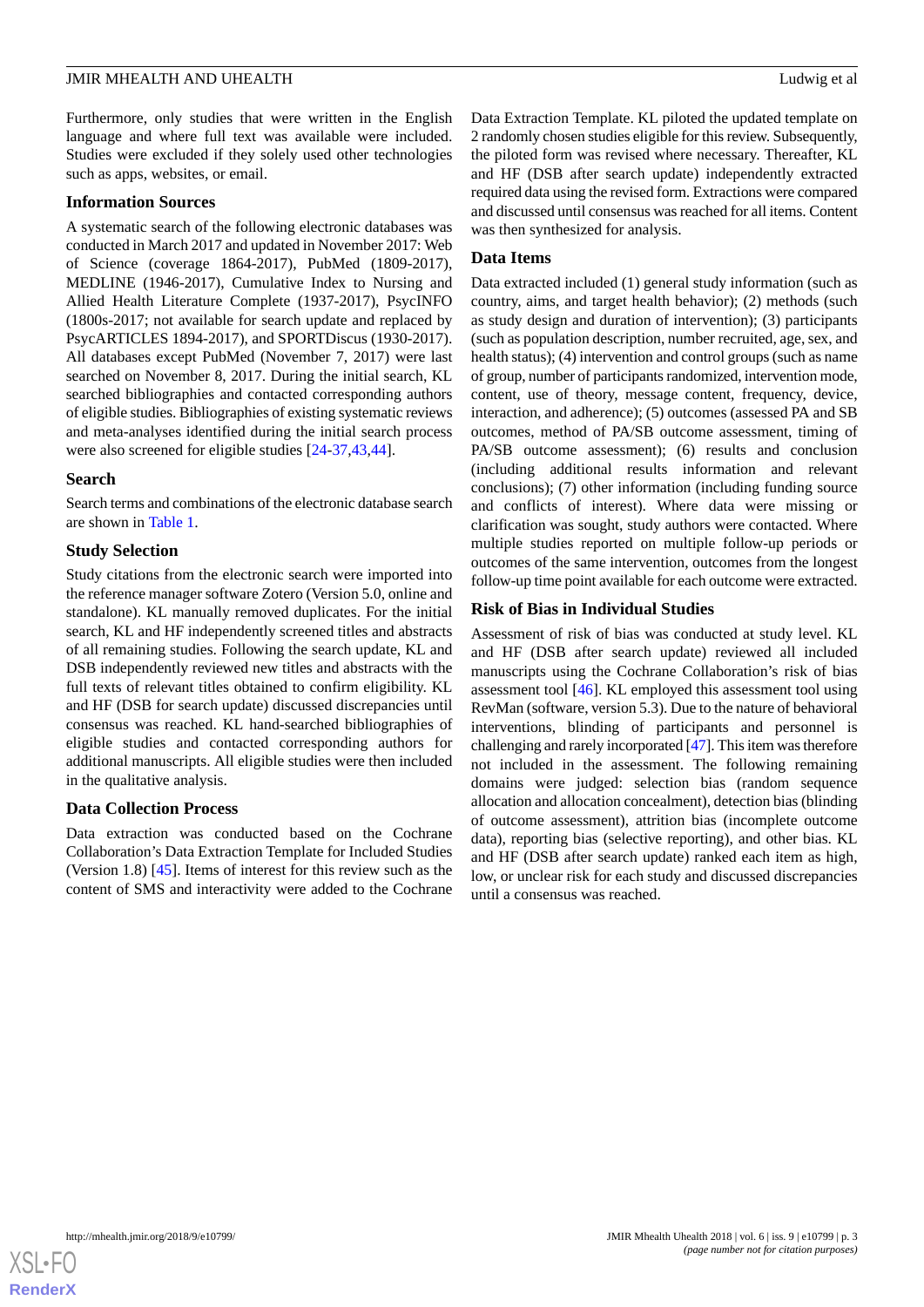Furthermore, only studies that were written in the English language and where full text was available were included. Studies were excluded if they solely used other technologies such as apps, websites, or email.

### Information Sources

A systematic search of the following electronic databases was conducted in March 2017 and updated in November 2017: Web of Science (coverage 1864-2017), PubMed (1809-2017), MEDLINE (1946-2017), Cumulative Index to Nursing and Allied Health Literature Complete (1937-2017), PsycINFO (1800s-2017; not available for search update and replaced by PsycARTICLES 1894-2017), and SPORTDiscus (1930-2017). All databases except PubMed (November 7, 2017) were last searched on November 8, 2017. During the initial search, KL searched bibliographies and contacted corresponding authors of eligible studies. Bibliographies of existing systematic reviews and meta-analyses identified during the initial search process were also screened for eligible studies [24-37,43,44].

### Search

Search terms and combinations of the electronic database search are shown in Table 1.

### Study Selection

Study citations from the electronic search were imported into the reference manager software Zotero (Version 5.0, online and standalone). KL manually removed duplicates. For the initial search, KL and HF independently screened titles and abstracts of all remaining studies. Following the search update, KL and DSB independently reviewed new titles and abstracts with the full texts of relevant titles obtained to confirm eligibility. KL and HF (DSB for search update) discussed discrepancies until consensus was reached. KL hand-searched bibliographies of eligible studies and contacted corresponding authors for additional manuscripts. All eligible studies were then included in the qualitative analysis.

### Data Collection Process

Data extraction was conducted based on the Cochrane Collaboration's Data Extraction Template for Included Studies (Version 1.8) [45]. Items of interest for this review such as the content of SMS and interactivity were added to the Cochrane Data Extraction Template. KL piloted the updated template on 2 randomly chosen studies eligible for this review. Subsequently, the piloted form was revised where necessary. Thereafter, KL and HF (DSB after search update) independently extracted required data using the revised form. Extractions were compared and discussed until consensus was reached for all items. Content was then synthesized for analysis.

### Data Items

Data extracted included (1) general study information (such as country, aims, and target health behavior); (2) methods (such as study design and duration of intervention); (3) participants (such as population description, number recruited, age, sex, and health status); (4) intervention and control groups (such as name of group, number of participants randomized, intervention mode, content, use of theory, message content, frequency, device, interaction, and adherence); (5) outcomes (assessed PA and SB outcomes, method of PA/SB outcome assessment, timing of PA/SB outcome assessment); (6) results and conclusion (including additional results information and relevant conclusions); (7) other information (including funding source and conflicts of interest). Where data were missing or clarification was sought, study authors were contacted. Where multiple studies reported on multiple follow-up periods or outcomes of the same intervention, outcomes from the longest follow-up time point available for each outcome were extracted.

### Risk of Bias in Individual Studies

Assessment of risk of bias was conducted at study level. KL and HF (DSB after search update) reviewed all included manuscripts using the Cochrane Collaboration's risk of bias assessment tool [46]. KL employed this assessment tool using RevMan (software, version 5.3). Due to the nature of behavioral interventions, blinding of participants and personnel is challenging and rarely incorporated [47]. This item was therefore not included in the assessment. The following remaining domains were judged: selection bias (random sequence allocation and allocation concealment), detection bias (blinding of outcome assessment), attrition bias (incomplete outcome data), reporting bias (selective reporting), and other bias. KL and HF (DSB after search update) ranked each item as high, low, or unclear risk for each study and discussed discrepancies until a consensus was reached.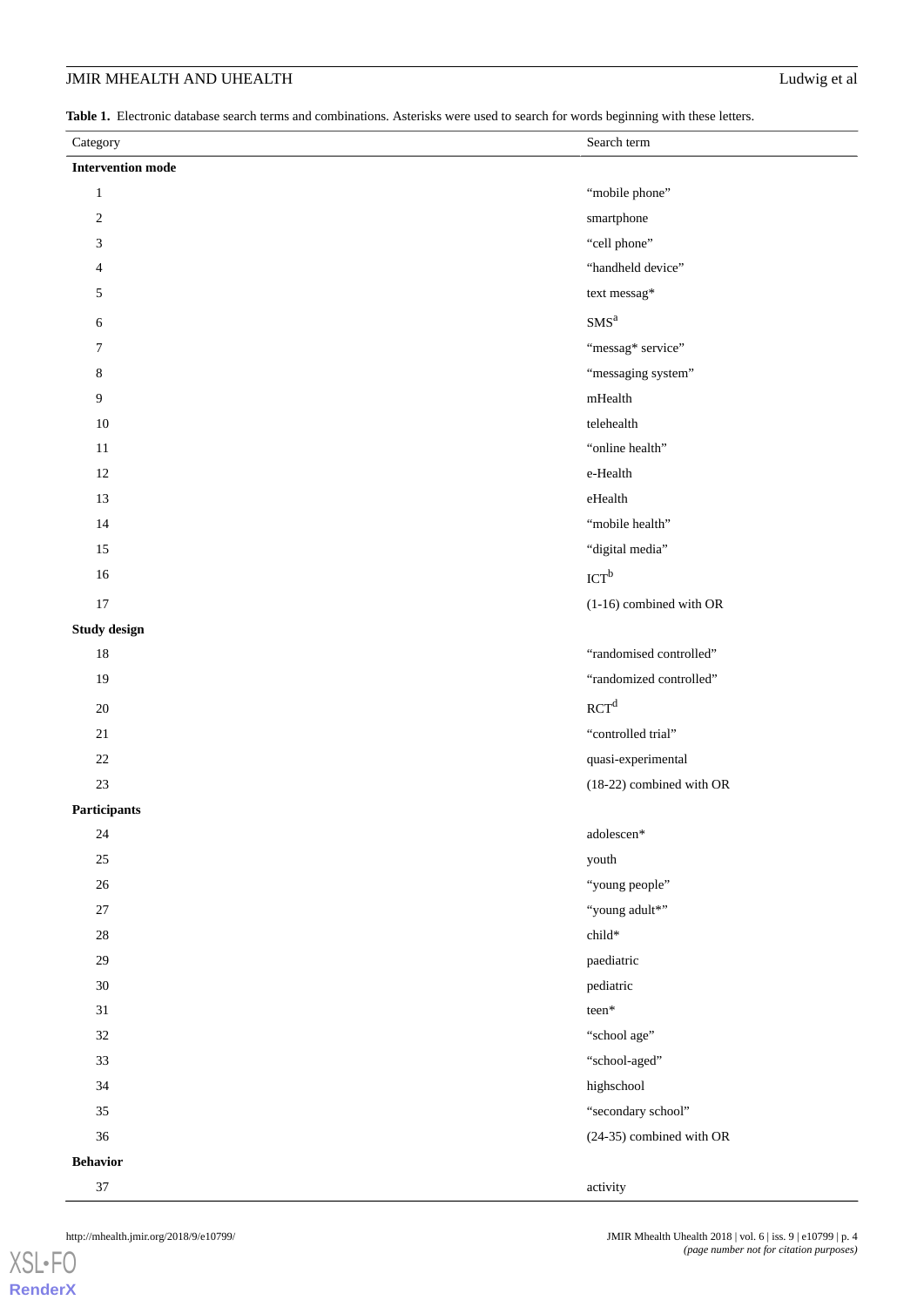**Table 1.** Electronic database search terms and combinations. Asterisks were used to search for words beginning with these letters.

| Category | Search term |
|---|---|
| **Intervention mode** | |
| 1 | “mobile phone” |
| 2 | smartphone |
| 3 | “cell phone” |
| 4 | “handheld device” |
| 5 | text messag* |
| 6 | SMS[a] |
| 7 | “messag* service” |
| 8 | “messaging system” |
| 9 | mHealth |
| 10 | telehealth |
| 11 | “online health” |
| 12 | e-Health |
| 13 | eHealth |
| 14 | “mobile health” |
| 15 | “digital media” |
| 16 | ICT[b] |
| 17 | (1-16) combined with OR |
| **Study design** | |
| 18 | “randomised controlled” |
| 19 | “randomized controlled” |
| 20 | RCT[d] |
| 21 | “controlled trial” |
| 22 | quasi-experimental |
| 23 | (18-22) combined with OR |
| **Participants** | |
| 24 | adolescen* |
| 25 | youth |
| 26 | “young people” |
| 27 | “young adult*” |
| 28 | child* |
| 29 | paediatric |
| 30 | pediatric |
| 31 | teen* |
| 32 | “school age” |
| 33 | “school-aged” |
| 34 | highschool |
| 35 | “secondary school” |
| 36 | (24-35) combined with OR |
| **Behavior** | |
| 37 | activity |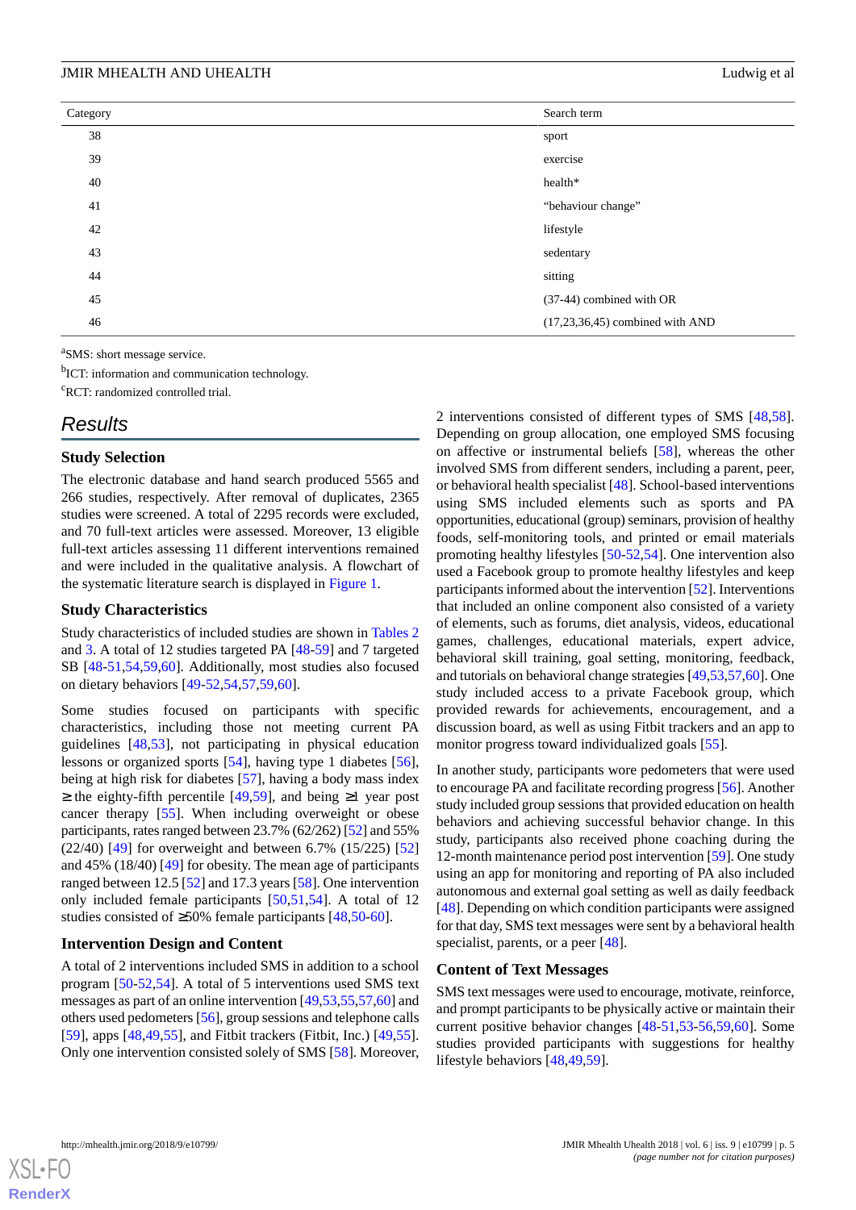| Category | Search term |
| --- | --- |
| 38 | sport |
| 39 | exercise |
| 40 | health* |
| 41 | "behaviour change" |
| 42 | lifestyle |
| 43 | sedentary |
| 44 | sitting |
| 45 | (37-44) combined with OR |
| 46 | (17,23,36,45) combined with AND |

[a]SMS: short message service.

[b]ICT: information and communication technology.

[c]RCT: randomized controlled trial.

# Results

## Study Selection

The electronic database and hand search produced 5565 and 266 studies, respectively. After removal of duplicates, 2365 studies were screened. A total of 2295 records were excluded, and 70 full-text articles were assessed. Moreover, 13 eligible full-text articles assessing 11 different interventions remained and were included in the qualitative analysis. A flowchart of the systematic literature search is displayed in Figure 1.

## Study Characteristics

Study characteristics of included studies are shown in Tables 2 and 3. A total of 12 studies targeted PA [48-59] and 7 targeted SB [48-51,54,59,60]. Additionally, most studies also focused on dietary behaviors [49-52,54,57,59,60].

Some studies focused on participants with specific characteristics, including those not meeting current PA guidelines [48,53], not participating in physical education lessons or organized sports [54], having type 1 diabetes [56], being at high risk for diabetes [57], having a body mass index ≥ the eighty-fifth percentile [49,59], and being ≥1 year post cancer therapy [55]. When including overweight or obese participants, rates ranged between 23.7% (62/262) [52] and 55% (22/40) [49] for overweight and between 6.7% (15/225) [52] and 45% (18/40) [49] for obesity. The mean age of participants ranged between 12.5 [52] and 17.3 years [58]. One intervention only included female participants [50,51,54]. A total of 12 studies consisted of ≥50% female participants [48,50-60].

## Intervention Design and Content

A total of 2 interventions included SMS in addition to a school program [50-52,54]. A total of 5 interventions used SMS text messages as part of an online intervention [49,53,55,57,60] and others used pedometers [56], group sessions and telephone calls [59], apps [48,49,55], and Fitbit trackers (Fitbit, Inc.) [49,55]. Only one intervention consisted solely of SMS [58]. Moreover, 2 interventions consisted of different types of SMS [48,58]. Depending on group allocation, one employed SMS focusing on affective or instrumental beliefs [58], whereas the other involved SMS from different senders, including a parent, peer, or behavioral health specialist [48]. School-based interventions using SMS included elements such as sports and PA opportunities, educational (group) seminars, provision of healthy foods, self-monitoring tools, and printed or email materials promoting healthy lifestyles [50-52,54]. One intervention also used a Facebook group to promote healthy lifestyles and keep participants informed about the intervention [52]. Interventions that included an online component also consisted of a variety of elements, such as forums, diet analysis, videos, educational games, challenges, educational materials, expert advice, behavioral skill training, goal setting, monitoring, feedback, and tutorials on behavioral change strategies [49,53,57,60]. One study included access to a private Facebook group, which provided rewards for achievements, encouragement, and a discussion board, as well as using Fitbit trackers and an app to monitor progress toward individualized goals [55].

In another study, participants wore pedometers that were used to encourage PA and facilitate recording progress [56]. Another study included group sessions that provided education on health behaviors and achieving successful behavior change. In this study, participants also received phone coaching during the 12-month maintenance period post intervention [59]. One study using an app for monitoring and reporting of PA also included autonomous and external goal setting as well as daily feedback [48]. Depending on which condition participants were assigned for that day, SMS text messages were sent by a behavioral health specialist, parents, or a peer [48].

## Content of Text Messages

SMS text messages were used to encourage, motivate, reinforce, and prompt participants to be physically active or maintain their current positive behavior changes [48-51,53-56,59,60]. Some studies provided participants with suggestions for healthy lifestyle behaviors [48,49,59].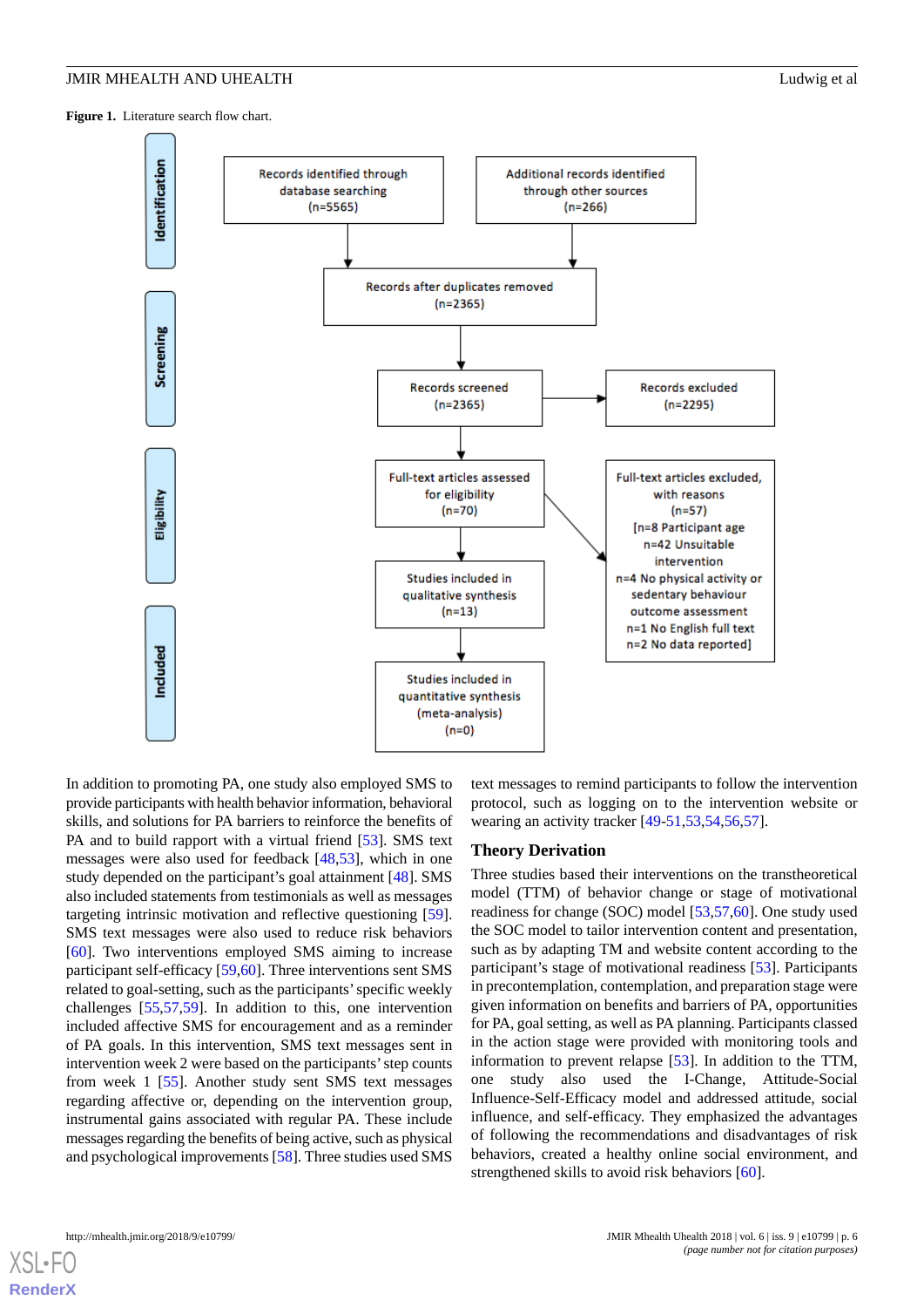**Figure 1.** Literature search flow chart.

| Stage | | |
|---|---|---|
| Identification | Records identified through database searching (n=5565) | Additional records identified through other sources (n=266) |
| Screening | Records after duplicates removed (n=2365) | |
| | Records screened (n=2365) | Records excluded (n=2295) |
| Eligibility | Full-text articles assessed for eligibility (n=70) | Full-text articles excluded, with reasons (n=57) [n=8 Participant age; n=42 Unsuitable intervention; n=4 No physical activity or sedentary behaviour outcome assessment; n=1 No English full text; n=2 No data reported] |
| Included | Studies included in qualitative synthesis (n=13) | |
| | Studies included in quantitative synthesis (meta-analysis) (n=0) | |

In addition to promoting PA, one study also employed SMS to provide participants with health behavior information, behavioral skills, and solutions for PA barriers to reinforce the benefits of PA and to build rapport with a virtual friend [53]. SMS text messages were also used for feedback [48,53], which in one study depended on the participant's goal attainment [48]. SMS also included statements from testimonials as well as messages targeting intrinsic motivation and reflective questioning [59]. SMS text messages were also used to reduce risk behaviors [60]. Two interventions employed SMS aiming to increase participant self-efficacy [59,60]. Three interventions sent SMS related to goal-setting, such as the participants' specific weekly challenges [55,57,59]. In addition to this, one intervention included affective SMS for encouragement and as a reminder of PA goals. In this intervention, SMS text messages sent in intervention week 2 were based on the participants' step counts from week 1 [55]. Another study sent SMS text messages regarding affective or, depending on the intervention group, instrumental gains associated with regular PA. These include messages regarding the benefits of being active, such as physical and psychological improvements [58]. Three studies used SMS text messages to remind participants to follow the intervention protocol, such as logging on to the intervention website or wearing an activity tracker [49-51,53,54,56,57].

### Theory Derivation

Three studies based their interventions on the transtheoretical model (TTM) of behavior change or stage of motivational readiness for change (SOC) model [53,57,60]. One study used the SOC model to tailor intervention content and presentation, such as by adapting TM and website content according to the participant's stage of motivational readiness [53]. Participants in precontemplation, contemplation, and preparation stage were given information on benefits and barriers of PA, opportunities for PA, goal setting, as well as PA planning. Participants classed in the action stage were provided with monitoring tools and information to prevent relapse [53]. In addition to the TTM, one study also used the I-Change, Attitude-Social Influence-Self-Efficacy model and addressed attitude, social influence, and self-efficacy. They emphasized the advantages of following the recommendations and disadvantages of risk behaviors, created a healthy online social environment, and strengthened skills to avoid risk behaviors [60].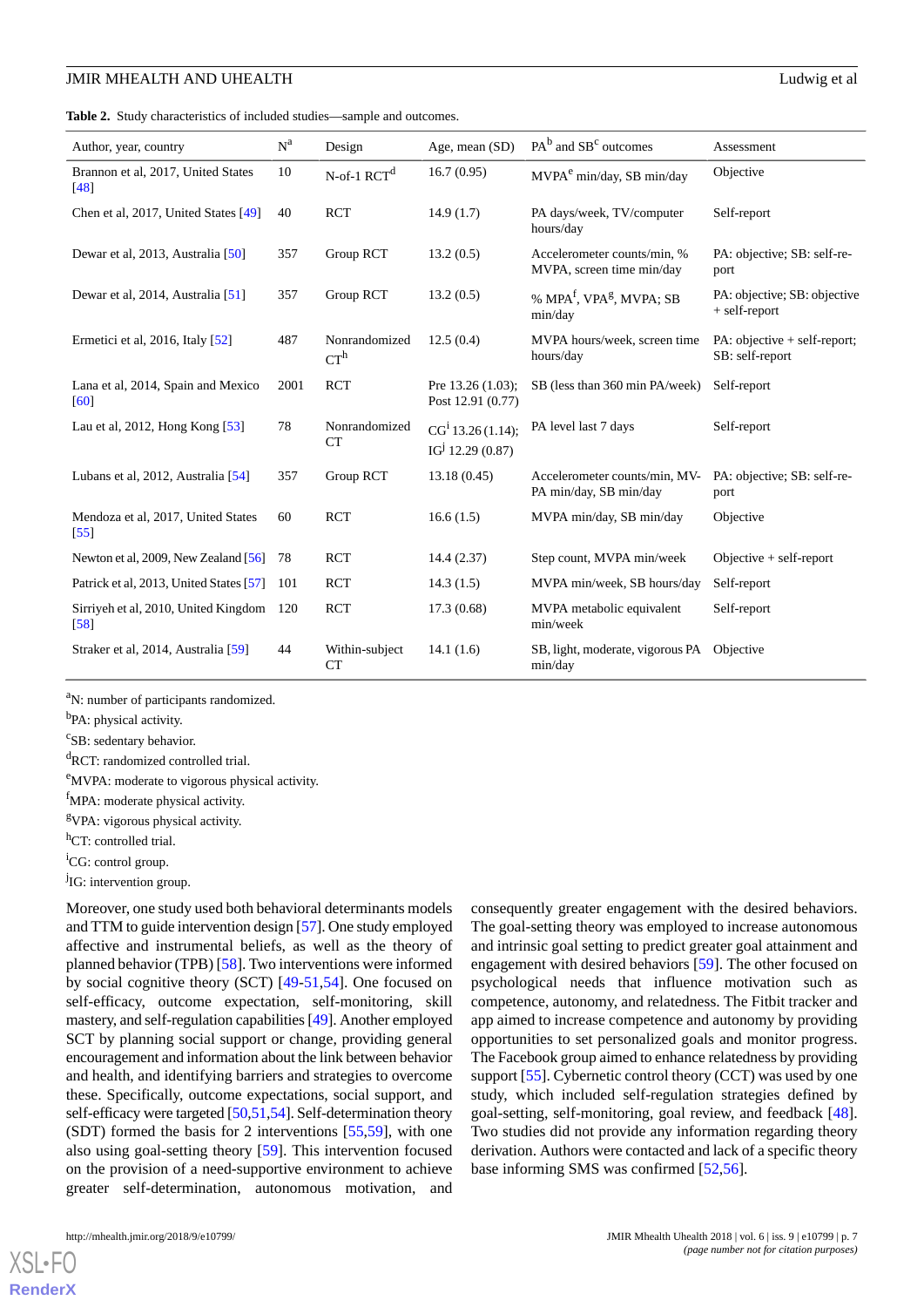**Table 2.** Study characteristics of included studies—sample and outcomes.

| Author, year, country | N[a] | Design | Age, mean (SD) | PA[b] and SB[c] outcomes | Assessment |
|---|---|---|---|---|---|
| Brannon et al, 2017, United States [48] | 10 | N-of-1 RCT[d] | 16.7 (0.95) | MVPA[e] min/day, SB min/day | Objective |
| Chen et al, 2017, United States [49] | 40 | RCT | 14.9 (1.7) | PA days/week, TV/computer hours/day | Self-report |
| Dewar et al, 2013, Australia [50] | 357 | Group RCT | 13.2 (0.5) | Accelerometer counts/min, % MVPA, screen time min/day | PA: objective; SB: self-report |
| Dewar et al, 2014, Australia [51] | 357 | Group RCT | 13.2 (0.5) | % MPA[f], VPA[g], MVPA; SB min/day | PA: objective; SB: objective + self-report |
| Ermetici et al, 2016, Italy [52] | 487 | Nonrandomized CT[h] | 12.5 (0.4) | MVPA hours/week, screen time hours/day | PA: objective + self-report; SB: self-report |
| Lana et al, 2014, Spain and Mexico [60] | 2001 | RCT | Pre 13.26 (1.03); Post 12.91 (0.77) | SB (less than 360 min PA/week) | Self-report |
| Lau et al, 2012, Hong Kong [53] | 78 | Nonrandomized CT | CG[i] 13.26 (1.14); IG[j] 12.29 (0.87) | PA level last 7 days | Self-report |
| Lubans et al, 2012, Australia [54] | 357 | Group RCT | 13.18 (0.45) | Accelerometer counts/min, MVPA min/day, SB min/day | PA: objective; SB: self-report |
| Mendoza et al, 2017, United States [55] | 60 | RCT | 16.6 (1.5) | MVPA min/day, SB min/day | Objective |
| Newton et al, 2009, New Zealand [56] | 78 | RCT | 14.4 (2.37) | Step count, MVPA min/week | Objective + self-report |
| Patrick et al, 2013, United States [57] | 101 | RCT | 14.3 (1.5) | MVPA min/week, SB hours/day | Self-report |
| Sirriyeh et al, 2010, United Kingdom [58] | 120 | RCT | 17.3 (0.68) | MVPA metabolic equivalent min/week | Self-report |
| Straker et al, 2014, Australia [59] | 44 | Within-subject CT | 14.1 (1.6) | SB, light, moderate, vigorous PA min/day | Objective |

[a]N: number of participants randomized.

[b]PA: physical activity.

[c]SB: sedentary behavior.

[d]RCT: randomized controlled trial.

[e]MVPA: moderate to vigorous physical activity.

[f]MPA: moderate physical activity.

[g]VPA: vigorous physical activity.

[h]CT: controlled trial.

[i]CG: control group.

[j]IG: intervention group.

Moreover, one study used both behavioral determinants models and TTM to guide intervention design [57]. One study employed affective and instrumental beliefs, as well as the theory of planned behavior (TPB) [58]. Two interventions were informed by social cognitive theory (SCT) [49-51,54]. One focused on self-efficacy, outcome expectation, self-monitoring, skill mastery, and self-regulation capabilities [49]. Another employed SCT by planning social support or change, providing general encouragement and information about the link between behavior and health, and identifying barriers and strategies to overcome these. Specifically, outcome expectations, social support, and self-efficacy were targeted [50,51,54]. Self-determination theory (SDT) formed the basis for 2 interventions [55,59], with one also using goal-setting theory [59]. This intervention focused on the provision of a need-supportive environment to achieve greater self-determination, autonomous motivation, and consequently greater engagement with the desired behaviors. The goal-setting theory was employed to increase autonomous and intrinsic goal setting to predict greater goal attainment and engagement with desired behaviors [59]. The other focused on psychological needs that influence motivation such as competence, autonomy, and relatedness. The Fitbit tracker and app aimed to increase competence and autonomy by providing opportunities to set personalized goals and monitor progress. The Facebook group aimed to enhance relatedness by providing support [55]. Cybernetic control theory (CCT) was used by one study, which included self-regulation strategies defined by goal-setting, self-monitoring, goal review, and feedback [48]. Two studies did not provide any information regarding theory derivation. Authors were contacted and lack of a specific theory base informing SMS was confirmed [52,56].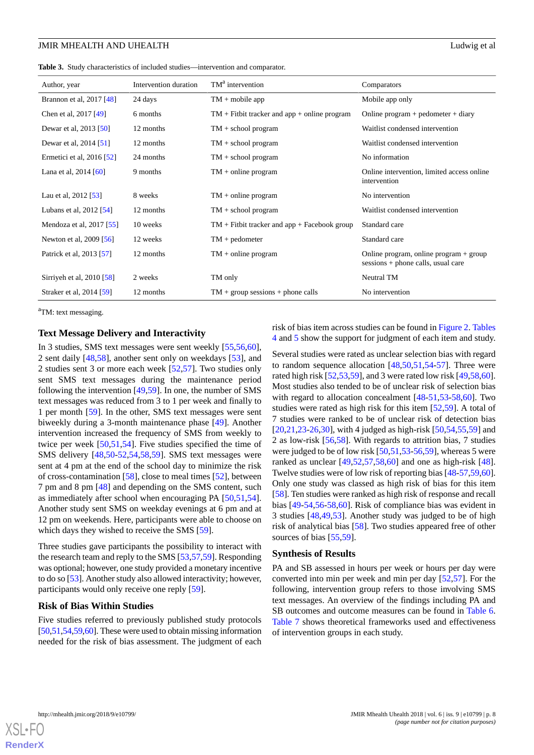**Table 3.** Study characteristics of included studies—intervention and comparator.

| Author, year | Intervention duration | TM[a] intervention | Comparators |
|---|---|---|---|
| Brannon et al, 2017 [48] | 24 days | TM + mobile app | Mobile app only |
| Chen et al, 2017 [49] | 6 months | TM + Fitbit tracker and app + online program | Online program + pedometer + diary |
| Dewar et al, 2013 [50] | 12 months | TM + school program | Waitlist condensed intervention |
| Dewar et al, 2014 [51] | 12 months | TM + school program | Waitlist condensed intervention |
| Ermetici et al, 2016 [52] | 24 months | TM + school program | No information |
| Lana et al, 2014 [60] | 9 months | TM + online program | Online intervention, limited access online intervention |
| Lau et al, 2012 [53] | 8 weeks | TM + online program | No intervention |
| Lubans et al, 2012 [54] | 12 months | TM + school program | Waitlist condensed intervention |
| Mendoza et al, 2017 [55] | 10 weeks | TM + Fitbit tracker and app + Facebook group | Standard care |
| Newton et al, 2009 [56] | 12 weeks | TM + pedometer | Standard care |
| Patrick et al, 2013 [57] | 12 months | TM + online program | Online program, online program + group sessions + phone calls, usual care |
| Sirriyeh et al, 2010 [58] | 2 weeks | TM only | Neutral TM |
| Straker et al, 2014 [59] | 12 months | TM + group sessions + phone calls | No intervention |

[a]TM: text messaging.

### Text Message Delivery and Interactivity

In 3 studies, SMS text messages were sent weekly [55,56,60], 2 sent daily [48,58], another sent only on weekdays [53], and 2 studies sent 3 or more each week [52,57]. Two studies only sent SMS text messages during the maintenance period following the intervention [49,59]. In one, the number of SMS text messages was reduced from 3 to 1 per week and finally to 1 per month [59]. In the other, SMS text messages were sent biweekly during a 3-month maintenance phase [49]. Another intervention increased the frequency of SMS from weekly to twice per week [50,51,54]. Five studies specified the time of SMS delivery [48,50-52,54,58,59]. SMS text messages were sent at 4 pm at the end of the school day to minimize the risk of cross-contamination [58], close to meal times [52], between 7 pm and 8 pm [48] and depending on the SMS content, such as immediately after school when encouraging PA [50,51,54]. Another study sent SMS on weekday evenings at 6 pm and at 12 pm on weekends. Here, participants were able to choose on which days they wished to receive the SMS [59].

Three studies gave participants the possibility to interact with the research team and reply to the SMS [53,57,59]. Responding was optional; however, one study provided a monetary incentive to do so [53]. Another study also allowed interactivity; however, participants would only receive one reply [59].

### Risk of Bias Within Studies

Five studies referred to previously published study protocols [50,51,54,59,60]. These were used to obtain missing information needed for the risk of bias assessment. The judgment of each risk of bias item across studies can be found in Figure 2. Tables 4 and 5 show the support for judgment of each item and study.

Several studies were rated as unclear selection bias with regard to random sequence allocation [48,50,51,54-57]. Three were rated high risk [52,53,59], and 3 were rated low risk [49,58,60]. Most studies also tended to be of unclear risk of selection bias with regard to allocation concealment [48-51,53-58,60]. Two studies were rated as high risk for this item [52,59]. A total of 7 studies were ranked to be of unclear risk of detection bias [20,21,23-26,30], with 4 judged as high-risk [50,54,55,59] and 2 as low-risk [56,58]. With regards to attrition bias, 7 studies were judged to be of low risk [50,51,53-56,59], whereas 5 were ranked as unclear [49,52,57,58,60] and one as high-risk [48]. Twelve studies were of low risk of reporting bias [48-57,59,60]. Only one study was classed as high risk of bias for this item [58]. Ten studies were ranked as high risk of response and recall bias [49-54,56-58,60]. Risk of compliance bias was evident in 3 studies [48,49,53]. Another study was judged to be of high risk of analytical bias [58]. Two studies appeared free of other sources of bias [55,59].

### Synthesis of Results

PA and SB assessed in hours per week or hours per day were converted into min per week and min per day [52,57]. For the following, intervention group refers to those involving SMS text messages. An overview of the findings including PA and SB outcomes and outcome measures can be found in Table 6. Table 7 shows theoretical frameworks used and effectiveness of intervention groups in each study.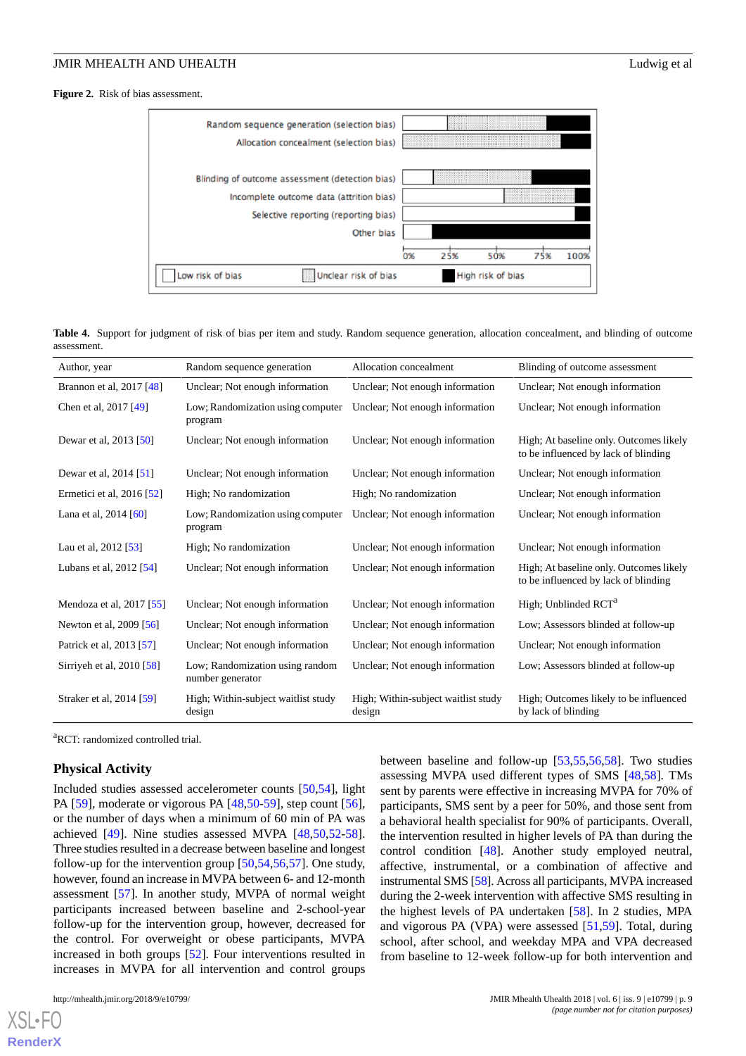**Figure 2.** Risk of bias assessment.

**Table 4.** Support for judgment of risk of bias per item and study. Random sequence generation, allocation concealment, and blinding of outcome assessment.

| Author, year | Random sequence generation | Allocation concealment | Blinding of outcome assessment |
|---|---|---|---|
| Brannon et al, 2017 [48] | Unclear; Not enough information | Unclear; Not enough information | Unclear; Not enough information |
| Chen et al, 2017 [49] | Low; Randomization using computer program | Unclear; Not enough information | Unclear; Not enough information |
| Dewar et al, 2013 [50] | Unclear; Not enough information | Unclear; Not enough information | High; At baseline only. Outcomes likely to be influenced by lack of blinding |
| Dewar et al, 2014 [51] | Unclear; Not enough information | Unclear; Not enough information | Unclear; Not enough information |
| Ermetici et al, 2016 [52] | High; No randomization | High; No randomization | Unclear; Not enough information |
| Lana et al, 2014 [60] | Low; Randomization using computer program | Unclear; Not enough information | Unclear; Not enough information |
| Lau et al, 2012 [53] | High; No randomization | Unclear; Not enough information | Unclear; Not enough information |
| Lubans et al, 2012 [54] | Unclear; Not enough information | Unclear; Not enough information | High; At baseline only. Outcomes likely to be influenced by lack of blinding |
| Mendoza et al, 2017 [55] | Unclear; Not enough information | Unclear; Not enough information | High; Unblinded RCT[a] |
| Newton et al, 2009 [56] | Unclear; Not enough information | Unclear; Not enough information | Low; Assessors blinded at follow-up |
| Patrick et al, 2013 [57] | Unclear; Not enough information | Unclear; Not enough information | Unclear; Not enough information |
| Sirriyeh et al, 2010 [58] | Low; Randomization using random number generator | Unclear; Not enough information | Low; Assessors blinded at follow-up |
| Straker et al, 2014 [59] | High; Within-subject waitlist study design | High; Within-subject waitlist study design | High; Outcomes likely to be influenced by lack of blinding |

[a]RCT: randomized controlled trial.

### Physical Activity

Included studies assessed accelerometer counts [50,54], light PA [59], moderate or vigorous PA [48,50-59], step count [56], or the number of days when a minimum of 60 min of PA was achieved [49]. Nine studies assessed MVPA [48,50,52-58]. Three studies resulted in a decrease between baseline and longest follow-up for the intervention group [50,54,56,57]. One study, however, found an increase in MVPA between 6- and 12-month assessment [57]. In another study, MVPA of normal weight participants increased between baseline and 2-school-year follow-up for the intervention group, however, decreased for the control. For overweight or obese participants, MVPA increased in both groups [52]. Four interventions resulted in increases in MVPA for all intervention and control groups between baseline and follow-up [53,55,56,58]. Two studies assessing MVPA used different types of SMS [48,58]. TMs sent by parents were effective in increasing MVPA for 70% of participants, SMS sent by a peer for 50%, and those sent from a behavioral health specialist for 90% of participants. Overall, the intervention resulted in higher levels of PA than during the control condition [48]. Another study employed neutral, affective, instrumental, or a combination of affective and instrumental SMS [58]. Across all participants, MVPA increased during the 2-week intervention with affective SMS resulting in the highest levels of PA undertaken [58]. In 2 studies, MPA and vigorous PA (VPA) were assessed [51,59]. Total, during school, after school, and weekday MPA and VPA decreased from baseline to 12-week follow-up for both intervention and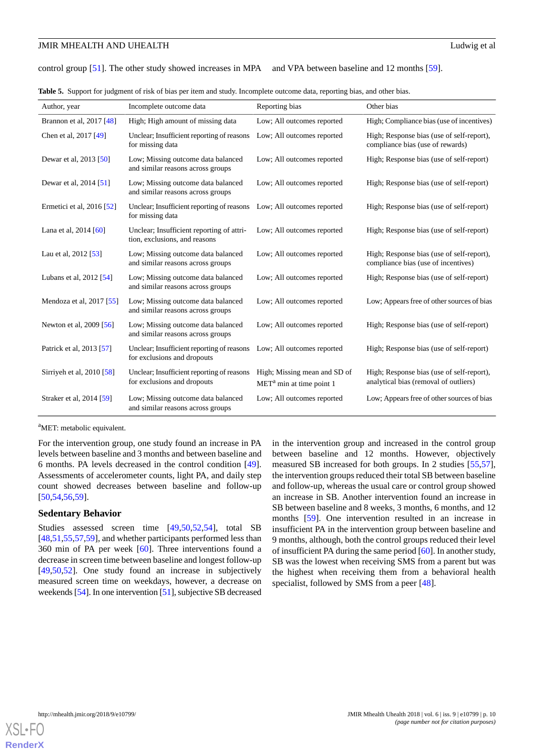control group [51]. The other study showed increases in MPA and VPA between baseline and 12 months [59].

**Table 5.** Support for judgment of risk of bias per item and study. Incomplete outcome data, reporting bias, and other bias.

| Author, year | Incomplete outcome data | Reporting bias | Other bias |
|---|---|---|---|
| Brannon et al, 2017 [48] | High; High amount of missing data | Low; All outcomes reported | High; Compliance bias (use of incentives) |
| Chen et al, 2017 [49] | Unclear; Insufficient reporting of reasons for missing data | Low; All outcomes reported | High; Response bias (use of self-report), compliance bias (use of rewards) |
| Dewar et al, 2013 [50] | Low; Missing outcome data balanced and similar reasons across groups | Low; All outcomes reported | High; Response bias (use of self-report) |
| Dewar et al, 2014 [51] | Low; Missing outcome data balanced and similar reasons across groups | Low; All outcomes reported | High; Response bias (use of self-report) |
| Ermetici et al, 2016 [52] | Unclear; Insufficient reporting of reasons for missing data | Low; All outcomes reported | High; Response bias (use of self-report) |
| Lana et al, 2014 [60] | Unclear; Insufficient reporting of attrition, exclusions, and reasons | Low; All outcomes reported | High; Response bias (use of self-report) |
| Lau et al, 2012 [53] | Low; Missing outcome data balanced and similar reasons across groups | Low; All outcomes reported | High; Response bias (use of self-report), compliance bias (use of incentives) |
| Lubans et al, 2012 [54] | Low; Missing outcome data balanced and similar reasons across groups | Low; All outcomes reported | High; Response bias (use of self-report) |
| Mendoza et al, 2017 [55] | Low; Missing outcome data balanced and similar reasons across groups | Low; All outcomes reported | Low; Appears free of other sources of bias |
| Newton et al, 2009 [56] | Low; Missing outcome data balanced and similar reasons across groups | Low; All outcomes reported | High; Response bias (use of self-report) |
| Patrick et al, 2013 [57] | Unclear; Insufficient reporting of reasons for exclusions and dropouts | Low; All outcomes reported | High; Response bias (use of self-report) |
| Sirriyeh et al, 2010 [58] | Unclear; Insufficient reporting of reasons for exclusions and dropouts | High; Missing mean and SD of MET[a] min at time point 1 | High; Response bias (use of self-report), analytical bias (removal of outliers) |
| Straker et al, 2014 [59] | Low; Missing outcome data balanced and similar reasons across groups | Low; All outcomes reported | Low; Appears free of other sources of bias |

[a]MET: metabolic equivalent.

For the intervention group, one study found an increase in PA levels between baseline and 3 months and between baseline and 6 months. PA levels decreased in the control condition [49]. Assessments of accelerometer counts, light PA, and daily step count showed decreases between baseline and follow-up [50,54,56,59].

### Sedentary Behavior

Studies assessed screen time [49,50,52,54], total SB [48,51,55,57,59], and whether participants performed less than 360 min of PA per week [60]. Three interventions found a decrease in screen time between baseline and longest follow-up [49,50,52]. One study found an increase in subjectively measured screen time on weekdays, however, a decrease on weekends [54]. In one intervention [51], subjective SB decreased in the intervention group and increased in the control group between baseline and 12 months. However, objectively measured SB increased for both groups. In 2 studies [55,57], the intervention groups reduced their total SB between baseline and follow-up, whereas the usual care or control group showed an increase in SB. Another intervention found an increase in SB between baseline and 8 weeks, 3 months, 6 months, and 12 months [59]. One intervention resulted in an increase in insufficient PA in the intervention group between baseline and 9 months, although, both the control groups reduced their level of insufficient PA during the same period [60]. In another study, SB was the lowest when receiving SMS from a parent but was the highest when receiving them from a behavioral health specialist, followed by SMS from a peer [48].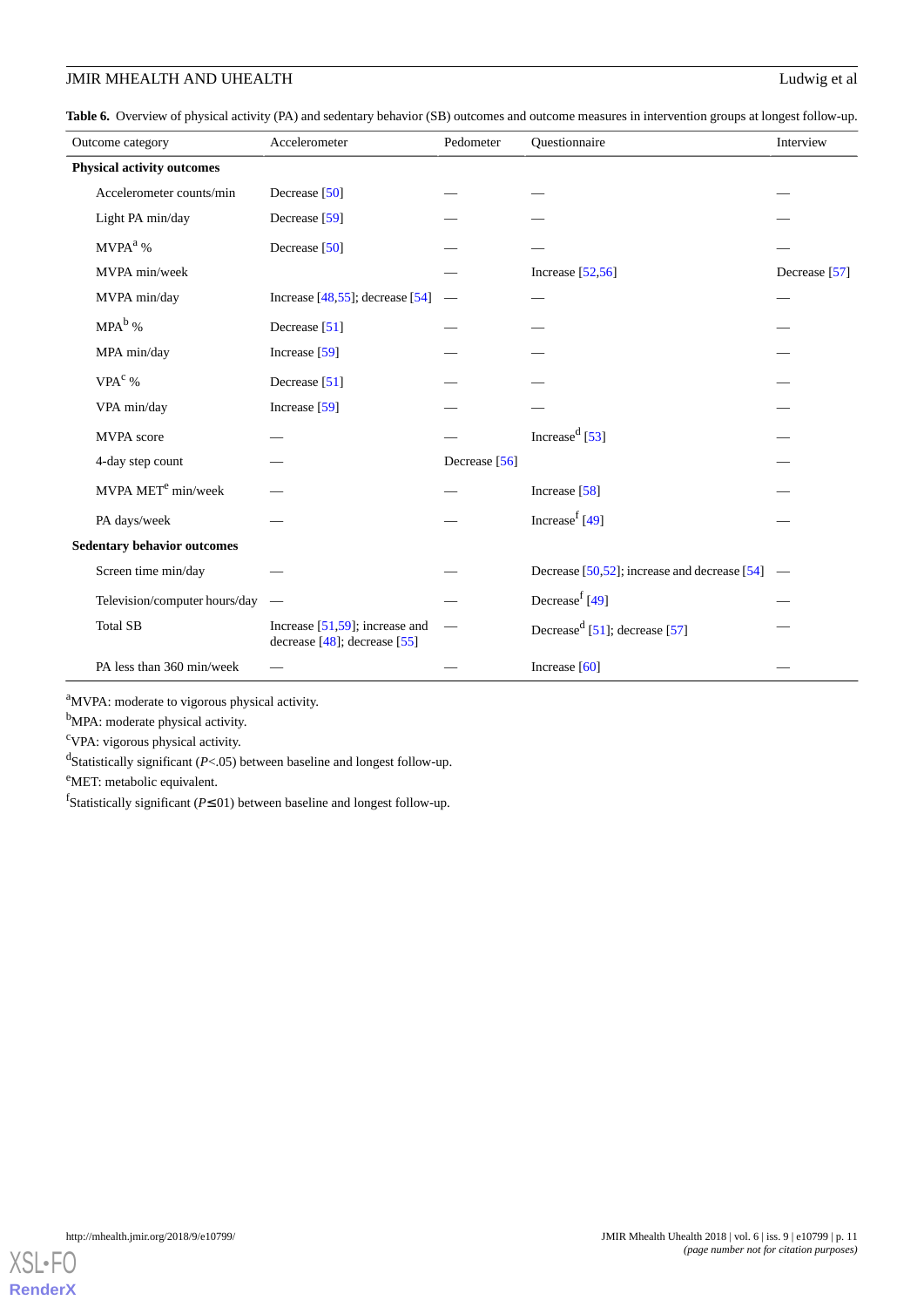**Table 6.** Overview of physical activity (PA) and sedentary behavior (SB) outcomes and outcome measures in intervention groups at longest follow-up.

| Outcome category | Accelerometer | Pedometer | Questionnaire | Interview |
|---|---|---|---|---|
| **Physical activity outcomes** | | | | |
| Accelerometer counts/min | Decrease [50] | — | — | — |
| Light PA min/day | Decrease [59] | — | — | — |
| MVPA[a] % | Decrease [50] | — | — | — |
| MVPA min/week | | — | Increase [52,56] | Decrease [57] |
| MVPA min/day | Increase [48,55]; decrease [54] | — | — | — |
| MPA[b] % | Decrease [51] | — | — | — |
| MPA min/day | Increase [59] | — | — | — |
| VPA[c] % | Decrease [51] | — | — | — |
| VPA min/day | Increase [59] | — | — | — |
| MVPA score | — | — | Increase[d] [53] | — |
| 4-day step count | — | Decrease [56] | — | — |
| MVPA MET[e] min/week | — | — | Increase [58] | — |
| PA days/week | — | — | Increase[f] [49] | — |
| **Sedentary behavior outcomes** | | | | |
| Screen time min/day | — | — | Decrease [50,52]; increase and decrease [54] | — |
| Television/computer hours/day | — | — | Decrease[f] [49] | — |
| Total SB | Increase [51,59]; increase and decrease [48]; decrease [55] | — | Decrease[d] [51]; decrease [57] | — |
| PA less than 360 min/week | — | — | Increase [60] | — |

[a]MVPA: moderate to vigorous physical activity.

[b]MPA: moderate physical activity.

[c]VPA: vigorous physical activity.

[d]Statistically significant ($P<.05$) between baseline and longest follow-up.

[e]MET: metabolic equivalent.

[f]Statistically significant ($P\leq.01$) between baseline and longest follow-up.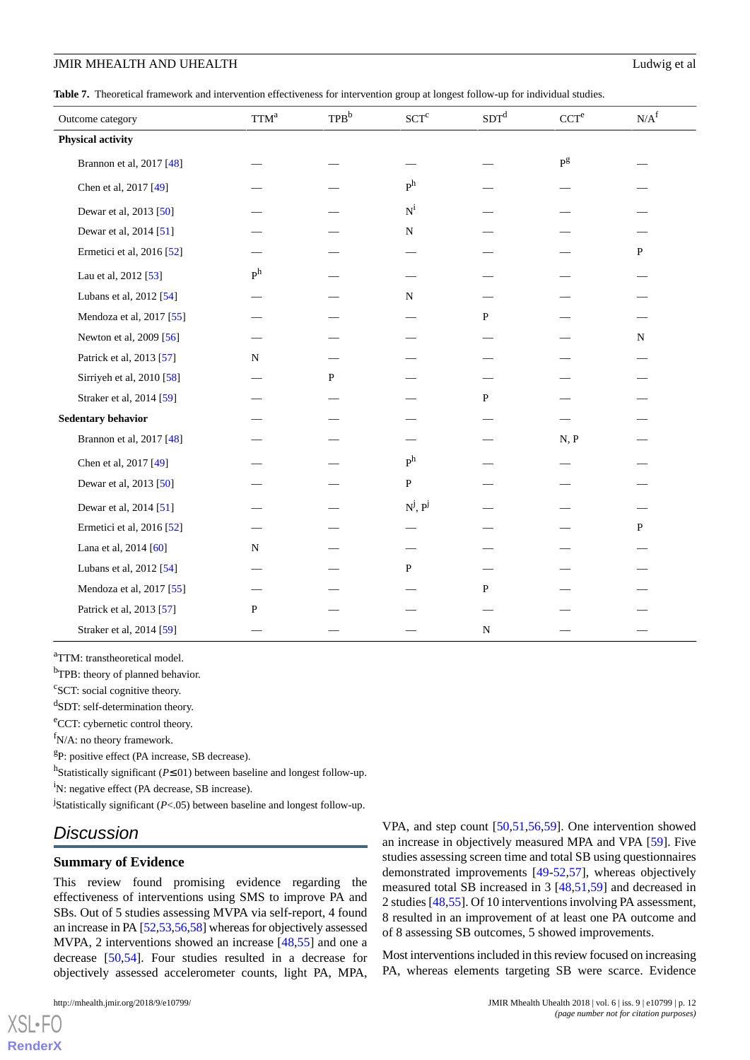**Table 7.** Theoretical framework and intervention effectiveness for intervention group at longest follow-up for individual studies.

| Outcome category | TTM[a] | TPB[b] | SCT[c] | SDT[d] | CCT[e] | N/A[f] |
|---|---|---|---|---|---|---|
| **Physical activity** | | | | | | |
| Brannon et al, 2017 [48] | — | — | — | — | P[g] | — |
| Chen et al, 2017 [49] | — | — | P[h] | — | — | — |
| Dewar et al, 2013 [50] | — | — | N[i] | — | — | — |
| Dewar et al, 2014 [51] | — | — | N | — | — | — |
| Ermetici et al, 2016 [52] | — | — | — | — | — | P |
| Lau et al, 2012 [53] | P[h] | — | — | — | — | — |
| Lubans et al, 2012 [54] | — | — | N | — | — | — |
| Mendoza et al, 2017 [55] | — | — | — | P | — | — |
| Newton et al, 2009 [56] | — | — | — | — | — | N |
| Patrick et al, 2013 [57] | N | — | — | — | — | — |
| Sirriyeh et al, 2010 [58] | — | P | — | — | — | — |
| Straker et al, 2014 [59] | — | — | — | P | — | — |
| **Sedentary behavior** | — | — | — | — | — | — |
| Brannon et al, 2017 [48] | — | — | — | — | N, P | — |
| Chen et al, 2017 [49] | — | — | P[h] | — | — | — |
| Dewar et al, 2013 [50] | — | — | P | — | — | — |
| Dewar et al, 2014 [51] | — | — | N[j], P[j] | — | — | — |
| Ermetici et al, 2016 [52] | — | — | — | — | — | P |
| Lana et al, 2014 [60] | N | — | — | — | — | — |
| Lubans et al, 2012 [54] | — | — | P | — | — | — |
| Mendoza et al, 2017 [55] | — | — | — | P | — | — |
| Patrick et al, 2013 [57] | P | — | — | — | — | — |
| Straker et al, 2014 [59] | — | — | — | N | — | — |

[a]TTM: transtheoretical model.

[b]TPB: theory of planned behavior.

[c]SCT: social cognitive theory.

[d]SDT: self-determination theory.

[e]CCT: cybernetic control theory.

[f]N/A: no theory framework.

[g]P: positive effect (PA increase, SB decrease).

[h]Statistically significant ($P≤.01$) between baseline and longest follow-up.

[i]N: negative effect (PA decrease, SB increase).

[j]Statistically significant ($P<.05$) between baseline and longest follow-up.

## Discussion

### Summary of Evidence

This review found promising evidence regarding the effectiveness of interventions using SMS to improve PA and SBs. Out of 5 studies assessing MVPA via self-report, 4 found an increase in PA [52,53,56,58] whereas for objectively assessed MVPA, 2 interventions showed an increase [48,55] and one a decrease [50,54]. Four studies resulted in a decrease for objectively assessed accelerometer counts, light PA, MPA, VPA, and step count [50,51,56,59]. One intervention showed an increase in objectively measured MPA and VPA [59]. Five studies assessing screen time and total SB using questionnaires demonstrated improvements [49-52,57], whereas objectively measured total SB increased in 3 [48,51,59] and decreased in 2 studies [48,55]. Of 10 interventions involving PA assessment, 8 resulted in an improvement of at least one PA outcome and of 8 assessing SB outcomes, 5 showed improvements.

Most interventions included in this review focused on increasing PA, whereas elements targeting SB were scarce. Evidence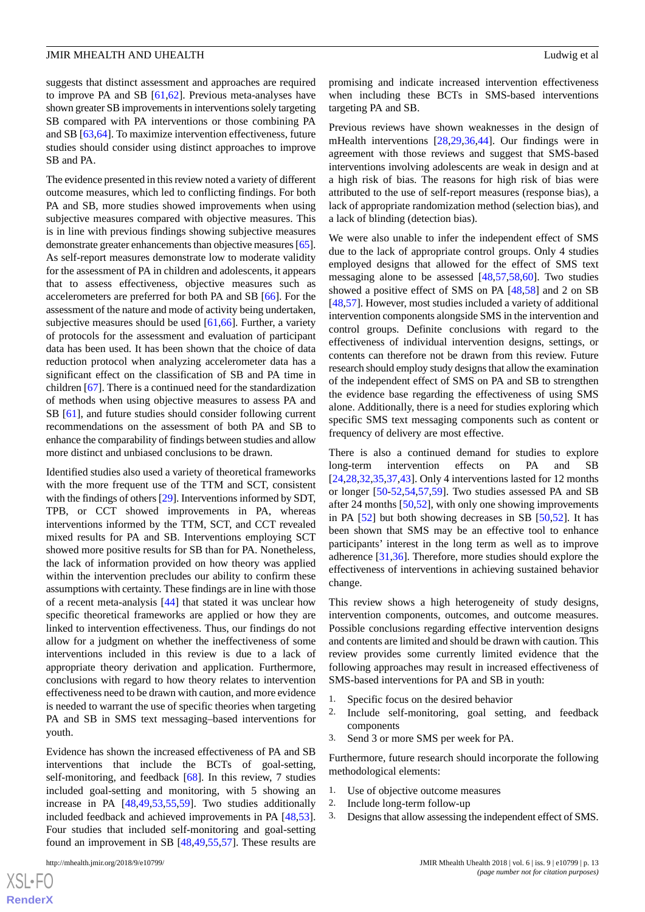suggests that distinct assessment and approaches are required to improve PA and SB [61,62]. Previous meta-analyses have shown greater SB improvements in interventions solely targeting SB compared with PA interventions or those combining PA and SB [63,64]. To maximize intervention effectiveness, future studies should consider using distinct approaches to improve SB and PA.

The evidence presented in this review noted a variety of different outcome measures, which led to conflicting findings. For both PA and SB, more studies showed improvements when using subjective measures compared with objective measures. This is in line with previous findings showing subjective measures demonstrate greater enhancements than objective measures [65]. As self-report measures demonstrate low to moderate validity for the assessment of PA in children and adolescents, it appears that to assess effectiveness, objective measures such as accelerometers are preferred for both PA and SB [66]. For the assessment of the nature and mode of activity being undertaken, subjective measures should be used [61,66]. Further, a variety of protocols for the assessment and evaluation of participant data has been used. It has been shown that the choice of data reduction protocol when analyzing accelerometer data has a significant effect on the classification of SB and PA time in children [67]. There is a continued need for the standardization of methods when using objective measures to assess PA and SB [61], and future studies should consider following current recommendations on the assessment of both PA and SB to enhance the comparability of findings between studies and allow more distinct and unbiased conclusions to be drawn.

Identified studies also used a variety of theoretical frameworks with the more frequent use of the TTM and SCT, consistent with the findings of others [29]. Interventions informed by SDT, TPB, or CCT showed improvements in PA, whereas interventions informed by the TTM, SCT, and CCT revealed mixed results for PA and SB. Interventions employing SCT showed more positive results for SB than for PA. Nonetheless, the lack of information provided on how theory was applied within the intervention precludes our ability to confirm these assumptions with certainty. These findings are in line with those of a recent meta-analysis [44] that stated it was unclear how specific theoretical frameworks are applied or how they are linked to intervention effectiveness. Thus, our findings do not allow for a judgment on whether the ineffectiveness of some interventions included in this review is due to a lack of appropriate theory derivation and application. Furthermore, conclusions with regard to how theory relates to intervention effectiveness need to be drawn with caution, and more evidence is needed to warrant the use of specific theories when targeting PA and SB in SMS text messaging–based interventions for youth.

Evidence has shown the increased effectiveness of PA and SB interventions that include the BCTs of goal-setting, self-monitoring, and feedback [68]. In this review, 7 studies included goal-setting and monitoring, with 5 showing an increase in PA [48,49,53,55,59]. Two studies additionally included feedback and achieved improvements in PA [48,53]. Four studies that included self-monitoring and goal-setting found an improvement in SB [48,49,55,57]. These results are promising and indicate increased intervention effectiveness when including these BCTs in SMS-based interventions targeting PA and SB.

Previous reviews have shown weaknesses in the design of mHealth interventions [28,29,36,44]. Our findings were in agreement with those reviews and suggest that SMS-based interventions involving adolescents are weak in design and at a high risk of bias. The reasons for high risk of bias were attributed to the use of self-report measures (response bias), a lack of appropriate randomization method (selection bias), and a lack of blinding (detection bias).

We were also unable to infer the independent effect of SMS due to the lack of appropriate control groups. Only 4 studies employed designs that allowed for the effect of SMS text messaging alone to be assessed [48,57,58,60]. Two studies showed a positive effect of SMS on PA [48,58] and 2 on SB [48,57]. However, most studies included a variety of additional intervention components alongside SMS in the intervention and control groups. Definite conclusions with regard to the effectiveness of individual intervention designs, settings, or contents can therefore not be drawn from this review. Future research should employ study designs that allow the examination of the independent effect of SMS on PA and SB to strengthen the evidence base regarding the effectiveness of using SMS alone. Additionally, there is a need for studies exploring which specific SMS text messaging components such as content or frequency of delivery are most effective.

There is also a continued demand for studies to explore long-term intervention effects on PA and SB [24,28,32,35,37,43]. Only 4 interventions lasted for 12 months or longer [50-52,54,57,59]. Two studies assessed PA and SB after 24 months [50,52], with only one showing improvements in PA [52] but both showing decreases in SB [50,52]. It has been shown that SMS may be an effective tool to enhance participants' interest in the long term as well as to improve adherence [31,36]. Therefore, more studies should explore the effectiveness of interventions in achieving sustained behavior change.

This review shows a high heterogeneity of study designs, intervention components, outcomes, and outcome measures. Possible conclusions regarding effective intervention designs and contents are limited and should be drawn with caution. This review provides some currently limited evidence that the following approaches may result in increased effectiveness of SMS-based interventions for PA and SB in youth:

1. Specific focus on the desired behavior
2. Include self-monitoring, goal setting, and feedback components
3. Send 3 or more SMS per week for PA.

Furthermore, future research should incorporate the following methodological elements:

1. Use of objective outcome measures
2. Include long-term follow-up
3. Designs that allow assessing the independent effect of SMS.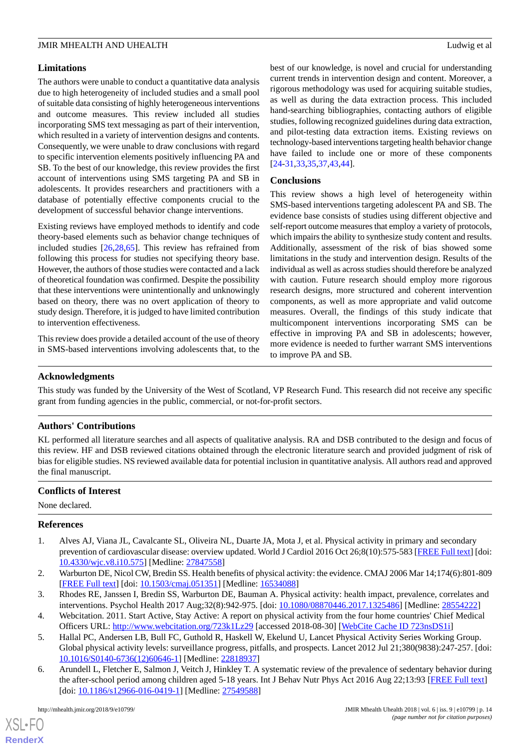### Limitations

The authors were unable to conduct a quantitative data analysis due to high heterogeneity of included studies and a small pool of suitable data consisting of highly heterogeneous interventions and outcome measures. This review included all studies incorporating SMS text messaging as part of their intervention, which resulted in a variety of intervention designs and contents. Consequently, we were unable to draw conclusions with regard to specific intervention elements positively influencing PA and SB. To the best of our knowledge, this review provides the first account of interventions using SMS targeting PA and SB in adolescents. It provides researchers and practitioners with a database of potentially effective components crucial to the development of successful behavior change interventions.

Existing reviews have employed methods to identify and code theory-based elements such as behavior change techniques of included studies [26,28,65]. This review has refrained from following this process for studies not specifying theory base. However, the authors of those studies were contacted and a lack of theoretical foundation was confirmed. Despite the possibility that these interventions were unintentionally and unknowingly based on theory, there was no overt application of theory to study design. Therefore, it is judged to have limited contribution to intervention effectiveness.

This review does provide a detailed account of the use of theory in SMS-based interventions involving adolescents that, to the best of our knowledge, is novel and crucial for understanding current trends in intervention design and content. Moreover, a rigorous methodology was used for acquiring suitable studies, as well as during the data extraction process. This included hand-searching bibliographies, contacting authors of eligible studies, following recognized guidelines during data extraction, and pilot-testing data extraction items. Existing reviews on technology-based interventions targeting health behavior change have failed to include one or more of these components [24-31,33,35,37,43,44].

### Conclusions

This review shows a high level of heterogeneity within SMS-based interventions targeting adolescent PA and SB. The evidence base consists of studies using different objective and self-report outcome measures that employ a variety of protocols, which impairs the ability to synthesize study content and results. Additionally, assessment of the risk of bias showed some limitations in the study and intervention design. Results of the individual as well as across studies should therefore be analyzed with caution. Future research should employ more rigorous research designs, more structured and coherent intervention components, as well as more appropriate and valid outcome measures. Overall, the findings of this study indicate that multicomponent interventions incorporating SMS can be effective in improving PA and SB in adolescents; however, more evidence is needed to further warrant SMS interventions to improve PA and SB.

## Acknowledgments

This study was funded by the University of the West of Scotland, VP Research Fund. This research did not receive any specific grant from funding agencies in the public, commercial, or not-for-profit sectors.

## Authors' Contributions

KL performed all literature searches and all aspects of qualitative analysis. RA and DSB contributed to the design and focus of this review. HF and DSB reviewed citations obtained through the electronic literature search and provided judgment of risk of bias for eligible studies. NS reviewed available data for potential inclusion in quantitative analysis. All authors read and approved the final manuscript.

## Conflicts of Interest

None declared.

## References

1. Alves AJ, Viana JL, Cavalcante SL, Oliveira NL, Duarte JA, Mota J, et al. Physical activity in primary and secondary prevention of cardiovascular disease: overview updated. World J Cardiol 2016 Oct 26;8(10):575-583 [FREE Full text] [doi: 10.4330/wjc.v8.i10.575] [Medline: 27847558]
2. Warburton DE, Nicol CW, Bredin SS. Health benefits of physical activity: the evidence. CMAJ 2006 Mar 14;174(6):801-809 [FREE Full text] [doi: 10.1503/cmaj.051351] [Medline: 16534088]
3. Rhodes RE, Janssen I, Bredin SS, Warburton DE, Bauman A. Physical activity: health impact, prevalence, correlates and interventions. Psychol Health 2017 Aug;32(8):942-975. [doi: 10.1080/08870446.2017.1325486] [Medline: 28554222]
4. Webcitation. 2011. Start Active, Stay Active: A report on physical activity from the four home countries' Chief Medical Officers URL: http://www.webcitation.org/723k1Lz29 [accessed 2018-08-30] [WebCite Cache ID 723nsDS1i]
5. Hallal PC, Andersen LB, Bull FC, Guthold R, Haskell W, Ekelund U, Lancet Physical Activity Series Working Group. Global physical activity levels: surveillance progress, pitfalls, and prospects. Lancet 2012 Jul 21;380(9838):247-257. [doi: 10.1016/S0140-6736(12)60646-1] [Medline: 22818937]
6. Arundell L, Fletcher E, Salmon J, Veitch J, Hinkley T. A systematic review of the prevalence of sedentary behavior during the after-school period among children aged 5-18 years. Int J Behav Nutr Phys Act 2016 Aug 22;13:93 [FREE Full text] [doi: 10.1186/s12966-016-0419-1] [Medline: 27549588]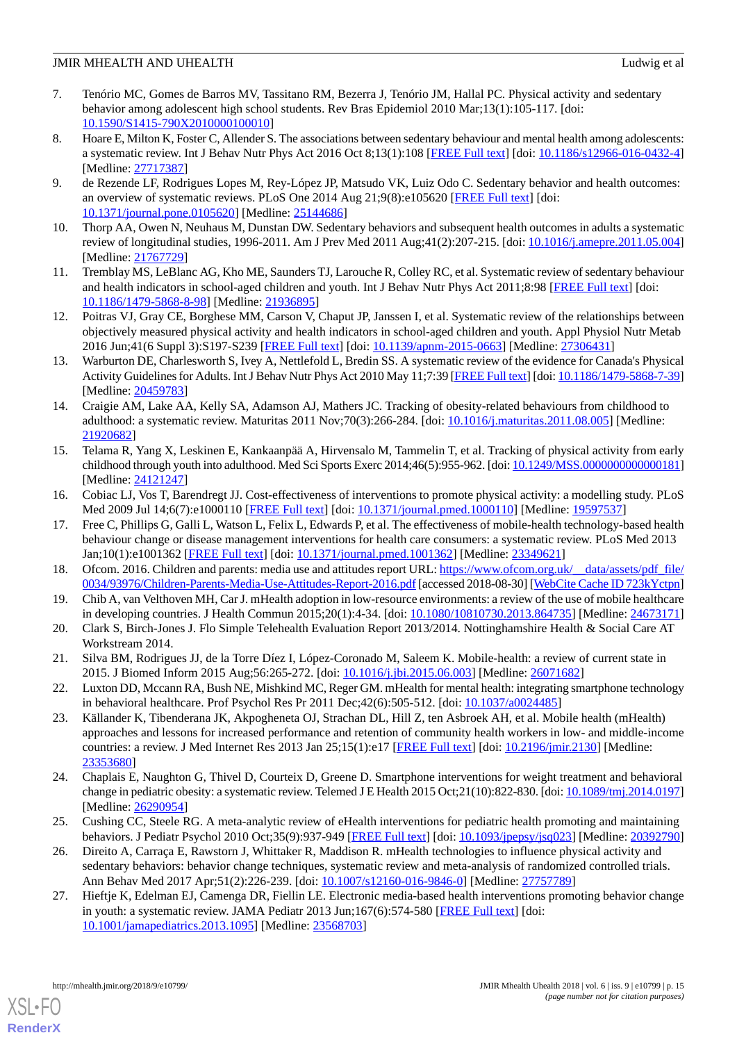7. Tenório MC, Gomes de Barros MV, Tassitano RM, Bezerra J, Tenório JM, Hallal PC. Physical activity and sedentary behavior among adolescent high school students. Rev Bras Epidemiol 2010 Mar;13(1):105-117. [doi: 10.1590/S1415-790X2010000100010]
8. Hoare E, Milton K, Foster C, Allender S. The associations between sedentary behaviour and mental health among adolescents: a systematic review. Int J Behav Nutr Phys Act 2016 Oct 8;13(1):108 [FREE Full text] [doi: 10.1186/s12966-016-0432-4] [Medline: 27717387]
9. de Rezende LF, Rodrigues Lopes M, Rey-López JP, Matsudo VK, Luiz Odo C. Sedentary behavior and health outcomes: an overview of systematic reviews. PLoS One 2014 Aug 21;9(8):e105620 [FREE Full text] [doi: 10.1371/journal.pone.0105620] [Medline: 25144686]
10. Thorp AA, Owen N, Neuhaus M, Dunstan DW. Sedentary behaviors and subsequent health outcomes in adults a systematic review of longitudinal studies, 1996-2011. Am J Prev Med 2011 Aug;41(2):207-215. [doi: 10.1016/j.amepre.2011.05.004] [Medline: 21767729]
11. Tremblay MS, LeBlanc AG, Kho ME, Saunders TJ, Larouche R, Colley RC, et al. Systematic review of sedentary behaviour and health indicators in school-aged children and youth. Int J Behav Nutr Phys Act 2011;8:98 [FREE Full text] [doi: 10.1186/1479-5868-8-98] [Medline: 21936895]
12. Poitras VJ, Gray CE, Borghese MM, Carson V, Chaput JP, Janssen I, et al. Systematic review of the relationships between objectively measured physical activity and health indicators in school-aged children and youth. Appl Physiol Nutr Metab 2016 Jun;41(6 Suppl 3):S197-S239 [FREE Full text] [doi: 10.1139/apnm-2015-0663] [Medline: 27306431]
13. Warburton DE, Charlesworth S, Ivey A, Nettlefold L, Bredin SS. A systematic review of the evidence for Canada's Physical Activity Guidelines for Adults. Int J Behav Nutr Phys Act 2010 May 11;7:39 [FREE Full text] [doi: 10.1186/1479-5868-7-39] [Medline: 20459783]
14. Craigie AM, Lake AA, Kelly SA, Adamson AJ, Mathers JC. Tracking of obesity-related behaviours from childhood to adulthood: a systematic review. Maturitas 2011 Nov;70(3):266-284. [doi: 10.1016/j.maturitas.2011.08.005] [Medline: 21920682]
15. Telama R, Yang X, Leskinen E, Kankaanpää A, Hirvensalo M, Tammelin T, et al. Tracking of physical activity from early childhood through youth into adulthood. Med Sci Sports Exerc 2014;46(5):955-962. [doi: 10.1249/MSS.0000000000000181] [Medline: 24121247]
16. Cobiac LJ, Vos T, Barendregt JJ. Cost-effectiveness of interventions to promote physical activity: a modelling study. PLoS Med 2009 Jul 14;6(7):e1000110 [FREE Full text] [doi: 10.1371/journal.pmed.1000110] [Medline: 19597537]
17. Free C, Phillips G, Galli L, Watson L, Felix L, Edwards P, et al. The effectiveness of mobile-health technology-based health behaviour change or disease management interventions for health care consumers: a systematic review. PLoS Med 2013 Jan;10(1):e1001362 [FREE Full text] [doi: 10.1371/journal.pmed.1001362] [Medline: 23349621]
18. Ofcom. 2016. Children and parents: media use and attitudes report URL: https://www.ofcom.org.uk/__data/assets/pdf_file/0034/93976/Children-Parents-Media-Use-Attitudes-Report-2016.pdf [accessed 2018-08-30] [WebCite Cache ID 723kYctpn]
19. Chib A, van Velthoven MH, Car J. mHealth adoption in low-resource environments: a review of the use of mobile healthcare in developing countries. J Health Commun 2015;20(1):4-34. [doi: 10.1080/10810730.2013.864735] [Medline: 24673171]
20. Clark S, Birch-Jones J. Flo Simple Telehealth Evaluation Report 2013/2014. Nottinghamshire Health & Social Care AT Workstream 2014.
21. Silva BM, Rodrigues JJ, de la Torre Díez I, López-Coronado M, Saleem K. Mobile-health: a review of current state in 2015. J Biomed Inform 2015 Aug;56:265-272. [doi: 10.1016/j.jbi.2015.06.003] [Medline: 26071682]
22. Luxton DD, Mccann RA, Bush NE, Mishkind MC, Reger GM. mHealth for mental health: integrating smartphone technology in behavioral healthcare. Prof Psychol Res Pr 2011 Dec;42(6):505-512. [doi: 10.1037/a0024485]
23. Källander K, Tibenderana JK, Akpogheneta OJ, Strachan DL, Hill Z, ten Asbroek AH, et al. Mobile health (mHealth) approaches and lessons for increased performance and retention of community health workers in low- and middle-income countries: a review. J Med Internet Res 2013 Jan 25;15(1):e17 [FREE Full text] [doi: 10.2196/jmir.2130] [Medline: 23353680]
24. Chaplais E, Naughton G, Thivel D, Courteix D, Greene D. Smartphone interventions for weight treatment and behavioral change in pediatric obesity: a systematic review. Telemed J E Health 2015 Oct;21(10):822-830. [doi: 10.1089/tmj.2014.0197] [Medline: 26290954]
25. Cushing CC, Steele RG. A meta-analytic review of eHealth interventions for pediatric health promoting and maintaining behaviors. J Pediatr Psychol 2010 Oct;35(9):937-949 [FREE Full text] [doi: 10.1093/jpepsy/jsq023] [Medline: 20392790]
26. Direito A, Carraça E, Rawstorn J, Whittaker R, Maddison R. mHealth technologies to influence physical activity and sedentary behaviors: behavior change techniques, systematic review and meta-analysis of randomized controlled trials. Ann Behav Med 2017 Apr;51(2):226-239. [doi: 10.1007/s12160-016-9846-0] [Medline: 27757789]
27. Hieftje K, Edelman EJ, Camenga DR, Fiellin LE. Electronic media-based health interventions promoting behavior change in youth: a systematic review. JAMA Pediatr 2013 Jun;167(6):574-580 [FREE Full text] [doi: 10.1001/jamapediatrics.2013.1095] [Medline: 23568703]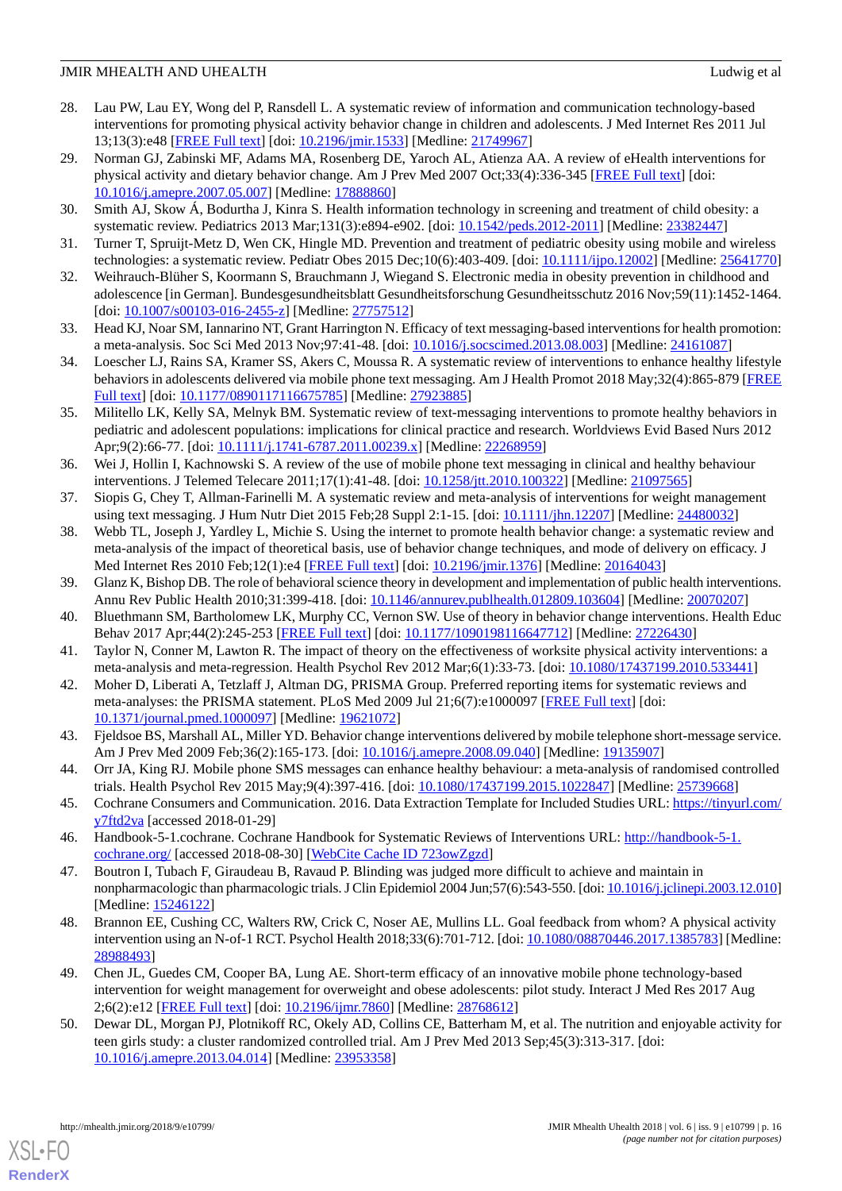28. Lau PW, Lau EY, Wong del P, Ransdell L. A systematic review of information and communication technology-based interventions for promoting physical activity behavior change in children and adolescents. J Med Internet Res 2011 Jul 13;13(3):e48 [FREE Full text] [doi: 10.2196/jmir.1533] [Medline: 21749967]
29. Norman GJ, Zabinski MF, Adams MA, Rosenberg DE, Yaroch AL, Atienza AA. A review of eHealth interventions for physical activity and dietary behavior change. Am J Prev Med 2007 Oct;33(4):336-345 [FREE Full text] [doi: 10.1016/j.amepre.2007.05.007] [Medline: 17888860]
30. Smith AJ, Skow Á, Bodurtha J, Kinra S. Health information technology in screening and treatment of child obesity: a systematic review. Pediatrics 2013 Mar;131(3):e894-e902. [doi: 10.1542/peds.2012-2011] [Medline: 23382447]
31. Turner T, Spruijt-Metz D, Wen CK, Hingle MD. Prevention and treatment of pediatric obesity using mobile and wireless technologies: a systematic review. Pediatr Obes 2015 Dec;10(6):403-409. [doi: 10.1111/ijpo.12002] [Medline: 25641770]
32. Weihrauch-Blüher S, Koormann S, Brauchmann J, Wiegand S. Electronic media in obesity prevention in childhood and adolescence [in German]. Bundesgesundheitsblatt Gesundheitsforschung Gesundheitsschutz 2016 Nov;59(11):1452-1464. [doi: 10.1007/s00103-016-2455-z] [Medline: 27757512]
33. Head KJ, Noar SM, Iannarino NT, Grant Harrington N. Efficacy of text messaging-based interventions for health promotion: a meta-analysis. Soc Sci Med 2013 Nov;97:41-48. [doi: 10.1016/j.socscimed.2013.08.003] [Medline: 24161087]
34. Loescher LJ, Rains SA, Kramer SS, Akers C, Moussa R. A systematic review of interventions to enhance healthy lifestyle behaviors in adolescents delivered via mobile phone text messaging. Am J Health Promot 2018 May;32(4):865-879 [FREE Full text] [doi: 10.1177/0890117116675785] [Medline: 27923885]
35. Militello LK, Kelly SA, Melnyk BM. Systematic review of text-messaging interventions to promote healthy behaviors in pediatric and adolescent populations: implications for clinical practice and research. Worldviews Evid Based Nurs 2012 Apr;9(2):66-77. [doi: 10.1111/j.1741-6787.2011.00239.x] [Medline: 22268959]
36. Wei J, Hollin I, Kachnowski S. A review of the use of mobile phone text messaging in clinical and healthy behaviour interventions. J Telemed Telecare 2011;17(1):41-48. [doi: 10.1258/jtt.2010.100322] [Medline: 21097565]
37. Siopis G, Chey T, Allman-Farinelli M. A systematic review and meta-analysis of interventions for weight management using text messaging. J Hum Nutr Diet 2015 Feb;28 Suppl 2:1-15. [doi: 10.1111/jhn.12207] [Medline: 24480032]
38. Webb TL, Joseph J, Yardley L, Michie S. Using the internet to promote health behavior change: a systematic review and meta-analysis of the impact of theoretical basis, use of behavior change techniques, and mode of delivery on efficacy. J Med Internet Res 2010 Feb;12(1):e4 [FREE Full text] [doi: 10.2196/jmir.1376] [Medline: 20164043]
39. Glanz K, Bishop DB. The role of behavioral science theory in development and implementation of public health interventions. Annu Rev Public Health 2010;31:399-418. [doi: 10.1146/annurev.publhealth.012809.103604] [Medline: 20070207]
40. Bluethmann SM, Bartholomew LK, Murphy CC, Vernon SW. Use of theory in behavior change interventions. Health Educ Behav 2017 Apr;44(2):245-253 [FREE Full text] [doi: 10.1177/1090198116647712] [Medline: 27226430]
41. Taylor N, Conner M, Lawton R. The impact of theory on the effectiveness of worksite physical activity interventions: a meta-analysis and meta-regression. Health Psychol Rev 2012 Mar;6(1):33-73. [doi: 10.1080/17437199.2010.533441]
42. Moher D, Liberati A, Tetzlaff J, Altman DG, PRISMA Group. Preferred reporting items for systematic reviews and meta-analyses: the PRISMA statement. PLoS Med 2009 Jul 21;6(7):e1000097 [FREE Full text] [doi: 10.1371/journal.pmed.1000097] [Medline: 19621072]
43. Fjeldsoe BS, Marshall AL, Miller YD. Behavior change interventions delivered by mobile telephone short-message service. Am J Prev Med 2009 Feb;36(2):165-173. [doi: 10.1016/j.amepre.2008.09.040] [Medline: 19135907]
44. Orr JA, King RJ. Mobile phone SMS messages can enhance healthy behaviour: a meta-analysis of randomised controlled trials. Health Psychol Rev 2015 May;9(4):397-416. [doi: 10.1080/17437199.2015.1022847] [Medline: 25739668]
45. Cochrane Consumers and Communication. 2016. Data Extraction Template for Included Studies URL: https://tinyurl.com/y7ftd2va [accessed 2018-01-29]
46. Handbook-5-1.cochrane. Cochrane Handbook for Systematic Reviews of Interventions URL: http://handbook-5-1.cochrane.org/ [accessed 2018-08-30] [WebCite Cache ID 723owZgzd]
47. Boutron I, Tubach F, Giraudeau B, Ravaud P. Blinding was judged more difficult to achieve and maintain in nonpharmacologic than pharmacologic trials. J Clin Epidemiol 2004 Jun;57(6):543-550. [doi: 10.1016/j.jclinepi.2003.12.010] [Medline: 15246122]
48. Brannon EE, Cushing CC, Walters RW, Crick C, Noser AE, Mullins LL. Goal feedback from whom? A physical activity intervention using an N-of-1 RCT. Psychol Health 2018;33(6):701-712. [doi: 10.1080/08870446.2017.1385783] [Medline: 28988493]
49. Chen JL, Guedes CM, Cooper BA, Lung AE. Short-term efficacy of an innovative mobile phone technology-based intervention for weight management for overweight and obese adolescents: pilot study. Interact J Med Res 2017 Aug 2;6(2):e12 [FREE Full text] [doi: 10.2196/ijmr.7860] [Medline: 28768612]
50. Dewar DL, Morgan PJ, Plotnikoff RC, Okely AD, Collins CE, Batterham M, et al. The nutrition and enjoyable activity for teen girls study: a cluster randomized controlled trial. Am J Prev Med 2013 Sep;45(3):313-317. [doi: 10.1016/j.amepre.2013.04.014] [Medline: 23953358]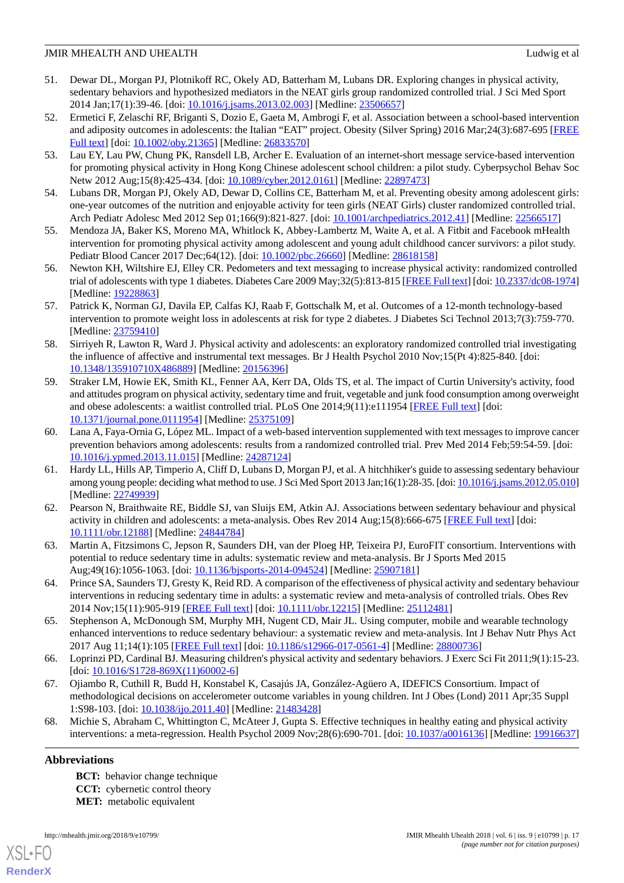51. Dewar DL, Morgan PJ, Plotnikoff RC, Okely AD, Batterham M, Lubans DR. Exploring changes in physical activity, sedentary behaviors and hypothesized mediators in the NEAT girls group randomized controlled trial. J Sci Med Sport 2014 Jan;17(1):39-46. [doi: 10.1016/j.jsams.2013.02.003] [Medline: 23506657]
52. Ermetici F, Zelaschi RF, Briganti S, Dozio E, Gaeta M, Ambrogi F, et al. Association between a school-based intervention and adiposity outcomes in adolescents: the Italian "EAT" project. Obesity (Silver Spring) 2016 Mar;24(3):687-695 [FREE Full text] [doi: 10.1002/oby.21365] [Medline: 26833570]
53. Lau EY, Lau PW, Chung PK, Ransdell LB, Archer E. Evaluation of an internet-short message service-based intervention for promoting physical activity in Hong Kong Chinese adolescent school children: a pilot study. Cyberpsychol Behav Soc Netw 2012 Aug;15(8):425-434. [doi: 10.1089/cyber.2012.0161] [Medline: 22897473]
54. Lubans DR, Morgan PJ, Okely AD, Dewar D, Collins CE, Batterham M, et al. Preventing obesity among adolescent girls: one-year outcomes of the nutrition and enjoyable activity for teen girls (NEAT Girls) cluster randomized controlled trial. Arch Pediatr Adolesc Med 2012 Sep 01;166(9):821-827. [doi: 10.1001/archpediatrics.2012.41] [Medline: 22566517]
55. Mendoza JA, Baker KS, Moreno MA, Whitlock K, Abbey-Lambertz M, Waite A, et al. A Fitbit and Facebook mHealth intervention for promoting physical activity among adolescent and young adult childhood cancer survivors: a pilot study. Pediatr Blood Cancer 2017 Dec;64(12). [doi: 10.1002/pbc.26660] [Medline: 28618158]
56. Newton KH, Wiltshire EJ, Elley CR. Pedometers and text messaging to increase physical activity: randomized controlled trial of adolescents with type 1 diabetes. Diabetes Care 2009 May;32(5):813-815 [FREE Full text] [doi: 10.2337/dc08-1974] [Medline: 19228863]
57. Patrick K, Norman GJ, Davila EP, Calfas KJ, Raab F, Gottschalk M, et al. Outcomes of a 12-month technology-based intervention to promote weight loss in adolescents at risk for type 2 diabetes. J Diabetes Sci Technol 2013;7(3):759-770. [Medline: 23759410]
58. Sirriyeh R, Lawton R, Ward J. Physical activity and adolescents: an exploratory randomized controlled trial investigating the influence of affective and instrumental text messages. Br J Health Psychol 2010 Nov;15(Pt 4):825-840. [doi: 10.1348/135910710X486889] [Medline: 20156396]
59. Straker LM, Howie EK, Smith KL, Fenner AA, Kerr DA, Olds TS, et al. The impact of Curtin University's activity, food and attitudes program on physical activity, sedentary time and fruit, vegetable and junk food consumption among overweight and obese adolescents: a waitlist controlled trial. PLoS One 2014;9(11):e111954 [FREE Full text] [doi: 10.1371/journal.pone.0111954] [Medline: 25375109]
60. Lana A, Faya-Ornia G, López ML. Impact of a web-based intervention supplemented with text messages to improve cancer prevention behaviors among adolescents: results from a randomized controlled trial. Prev Med 2014 Feb;59:54-59. [doi: 10.1016/j.ypmed.2013.11.015] [Medline: 24287124]
61. Hardy LL, Hills AP, Timperio A, Cliff D, Lubans D, Morgan PJ, et al. A hitchhiker's guide to assessing sedentary behaviour among young people: deciding what method to use. J Sci Med Sport 2013 Jan;16(1):28-35. [doi: 10.1016/j.jsams.2012.05.010] [Medline: 22749939]
62. Pearson N, Braithwaite RE, Biddle SJ, van Sluijs EM, Atkin AJ. Associations between sedentary behaviour and physical activity in children and adolescents: a meta-analysis. Obes Rev 2014 Aug;15(8):666-675 [FREE Full text] [doi: 10.1111/obr.12188] [Medline: 24844784]
63. Martin A, Fitzsimons C, Jepson R, Saunders DH, van der Ploeg HP, Teixeira PJ, EuroFIT consortium. Interventions with potential to reduce sedentary time in adults: systematic review and meta-analysis. Br J Sports Med 2015 Aug;49(16):1056-1063. [doi: 10.1136/bjsports-2014-094524] [Medline: 25907181]
64. Prince SA, Saunders TJ, Gresty K, Reid RD. A comparison of the effectiveness of physical activity and sedentary behaviour interventions in reducing sedentary time in adults: a systematic review and meta-analysis of controlled trials. Obes Rev 2014 Nov;15(11):905-919 [FREE Full text] [doi: 10.1111/obr.12215] [Medline: 25112481]
65. Stephenson A, McDonough SM, Murphy MH, Nugent CD, Mair JL. Using computer, mobile and wearable technology enhanced interventions to reduce sedentary behaviour: a systematic review and meta-analysis. Int J Behav Nutr Phys Act 2017 Aug 11;14(1):105 [FREE Full text] [doi: 10.1186/s12966-017-0561-4] [Medline: 28800736]
66. Loprinzi PD, Cardinal BJ. Measuring children's physical activity and sedentary behaviors. J Exerc Sci Fit 2011;9(1):15-23. [doi: 10.1016/S1728-869X(11)60002-6]
67. Ojiambo R, Cuthill R, Budd H, Konstabel K, Casajús JA, González-Agüero A, IDEFICS Consortium. Impact of methodological decisions on accelerometer outcome variables in young children. Int J Obes (Lond) 2011 Apr;35 Suppl 1:S98-103. [doi: 10.1038/ijo.2011.40] [Medline: 21483428]
68. Michie S, Abraham C, Whittington C, McAteer J, Gupta S. Effective techniques in healthy eating and physical activity interventions: a meta-regression. Health Psychol 2009 Nov;28(6):690-701. [doi: 10.1037/a0016136] [Medline: 19916637]

## Abbreviations

**BCT:** behavior change technique
**CCT:** cybernetic control theory
**MET:** metabolic equivalent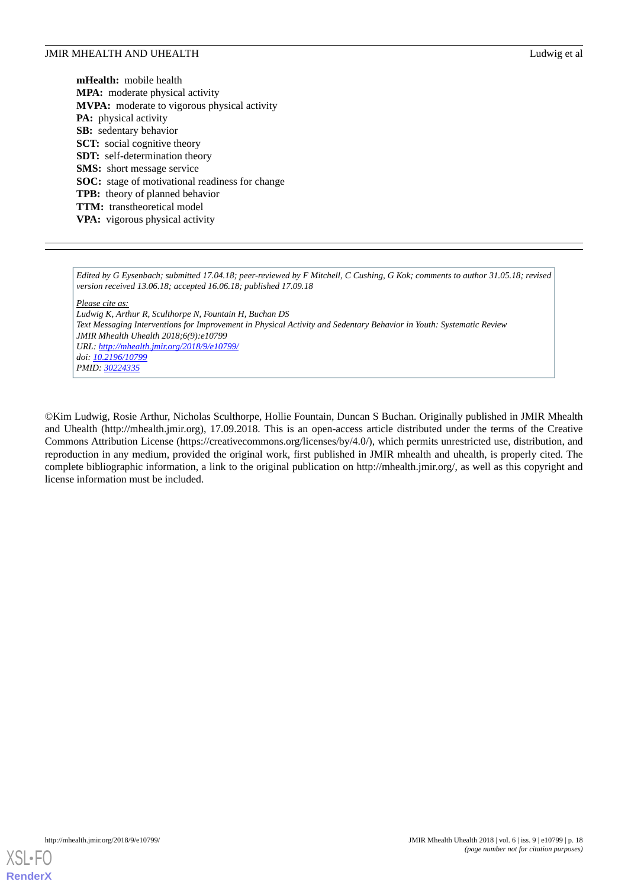**mHealth:** mobile health
**MPA:** moderate physical activity
**MVPA:** moderate to vigorous physical activity
**PA:** physical activity
**SB:** sedentary behavior
**SCT:** social cognitive theory
**SDT:** self-determination theory
**SMS:** short message service
**SOC:** stage of motivational readiness for change
**TPB:** theory of planned behavior
**TTM:** transtheoretical model
**VPA:** vigorous physical activity

---

*Edited by G Eysenbach; submitted 17.04.18; peer-reviewed by F Mitchell, C Cushing, G Kok; comments to author 31.05.18; revised version received 13.06.18; accepted 16.06.18; published 17.09.18*

*Please cite as:*
*Ludwig K, Arthur R, Sculthorpe N, Fountain H, Buchan DS*
*Text Messaging Interventions for Improvement in Physical Activity and Sedentary Behavior in Youth: Systematic Review*
*JMIR Mhealth Uhealth 2018;6(9):e10799*
*URL: http://mhealth.jmir.org/2018/9/e10799/*
*doi: 10.2196/10799*
*PMID: 30224335*

©Kim Ludwig, Rosie Arthur, Nicholas Sculthorpe, Hollie Fountain, Duncan S Buchan. Originally published in JMIR Mhealth and Uhealth (http://mhealth.jmir.org), 17.09.2018. This is an open-access article distributed under the terms of the Creative Commons Attribution License (https://creativecommons.org/licenses/by/4.0/), which permits unrestricted use, distribution, and reproduction in any medium, provided the original work, first published in JMIR mhealth and uhealth, is properly cited. The complete bibliographic information, a link to the original publication on http://mhealth.jmir.org/, as well as this copyright and license information must be included.